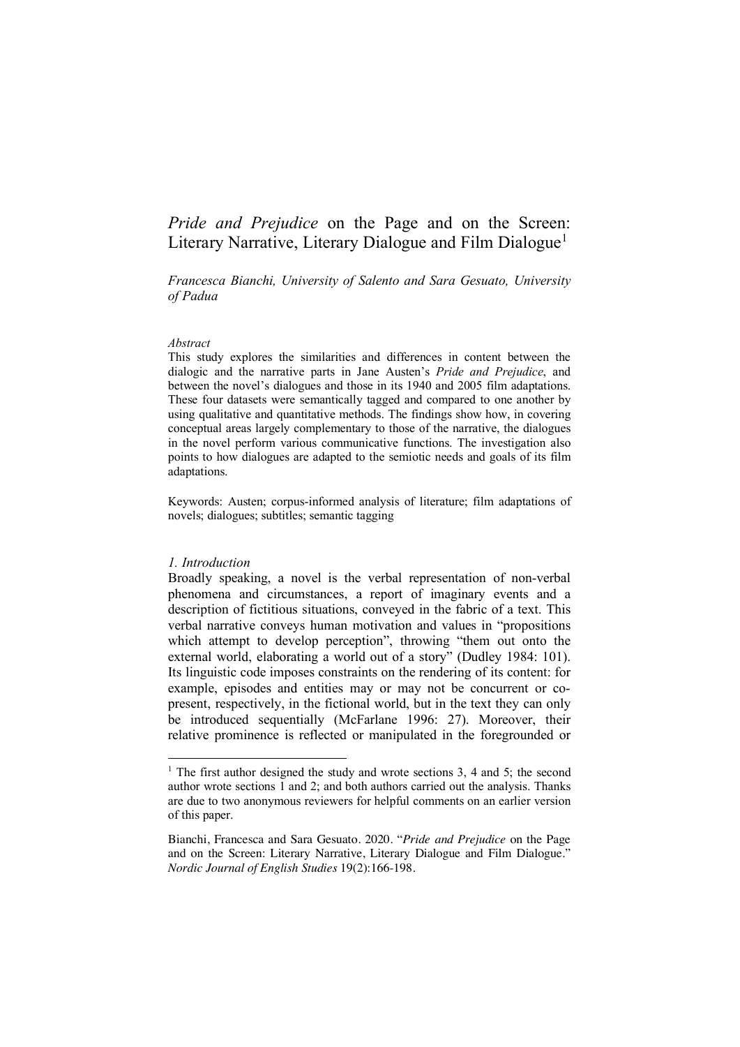# *Pride and Prejudice* on the Page and on the Screen: Literary Narrative, Literary Dialogue and Film Dialogue[1]

*Francesca Bianchi, University of Salento and Sara Gesuato, University of Padua*

*Abstract*

This study explores the similarities and differences in content between the dialogic and the narrative parts in Jane Austen's *Pride and Prejudice*, and between the novel's dialogues and those in its 1940 and 2005 film adaptations. These four datasets were semantically tagged and compared to one another by using qualitative and quantitative methods. The findings show how, in covering conceptual areas largely complementary to those of the narrative, the dialogues in the novel perform various communicative functions. The investigation also points to how dialogues are adapted to the semiotic needs and goals of its film adaptations.

Keywords: Austen; corpus-informed analysis of literature; film adaptations of novels; dialogues; subtitles; semantic tagging

## *1. Introduction*

Broadly speaking, a novel is the verbal representation of non-verbal phenomena and circumstances, a report of imaginary events and a description of fictitious situations, conveyed in the fabric of a text. This verbal narrative conveys human motivation and values in "propositions which attempt to develop perception", throwing "them out onto the external world, elaborating a world out of a story" (Dudley 1984: 101). Its linguistic code imposes constraints on the rendering of its content: for example, episodes and entities may or may not be concurrent or co-present, respectively, in the fictional world, but in the text they can only be introduced sequentially (McFarlane 1996: 27). Moreover, their relative prominence is reflected or manipulated in the foregrounded or

---

[1] The first author designed the study and wrote sections 3, 4 and 5; the second author wrote sections 1 and 2; and both authors carried out the analysis. Thanks are due to two anonymous reviewers for helpful comments on an earlier version of this paper.

Bianchi, Francesca and Sara Gesuato. 2020. "*Pride and Prejudice* on the Page and on the Screen: Literary Narrative, Literary Dialogue and Film Dialogue." *Nordic Journal of English Studies* 19(2):166-198.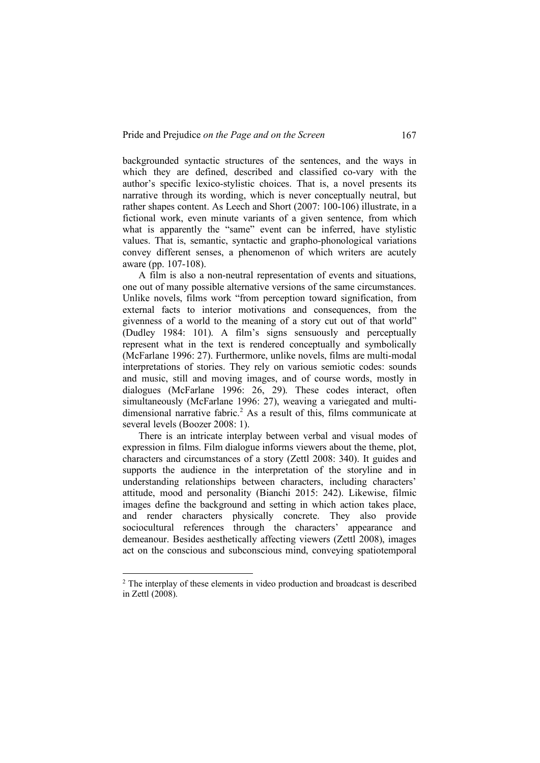backgrounded syntactic structures of the sentences, and the ways in which they are defined, described and classified co-vary with the author's specific lexico-stylistic choices. That is, a novel presents its narrative through its wording, which is never conceptually neutral, but rather shapes content. As Leech and Short (2007: 100-106) illustrate, in a fictional work, even minute variants of a given sentence, from which what is apparently the "same" event can be inferred, have stylistic values. That is, semantic, syntactic and grapho-phonological variations convey different senses, a phenomenon of which writers are acutely aware (pp. 107-108).

A film is also a non-neutral representation of events and situations, one out of many possible alternative versions of the same circumstances. Unlike novels, films work "from perception toward signification, from external facts to interior motivations and consequences, from the givenness of a world to the meaning of a story cut out of that world" (Dudley 1984: 101). A film's signs sensuously and perceptually represent what in the text is rendered conceptually and symbolically (McFarlane 1996: 27). Furthermore, unlike novels, films are multi-modal interpretations of stories. They rely on various semiotic codes: sounds and music, still and moving images, and of course words, mostly in dialogues (McFarlane 1996: 26, 29). These codes interact, often simultaneously (McFarlane 1996: 27), weaving a variegated and multi-dimensional narrative fabric.[2] As a result of this, films communicate at several levels (Boozer 2008: 1).

There is an intricate interplay between verbal and visual modes of expression in films. Film dialogue informs viewers about the theme, plot, characters and circumstances of a story (Zettl 2008: 340). It guides and supports the audience in the interpretation of the storyline and in understanding relationships between characters, including characters' attitude, mood and personality (Bianchi 2015: 242). Likewise, filmic images define the background and setting in which action takes place, and render characters physically concrete. They also provide sociocultural references through the characters' appearance and demeanour. Besides aesthetically affecting viewers (Zettl 2008), images act on the conscious and subconscious mind, conveying spatiotemporal

[2] The interplay of these elements in video production and broadcast is described in Zettl (2008).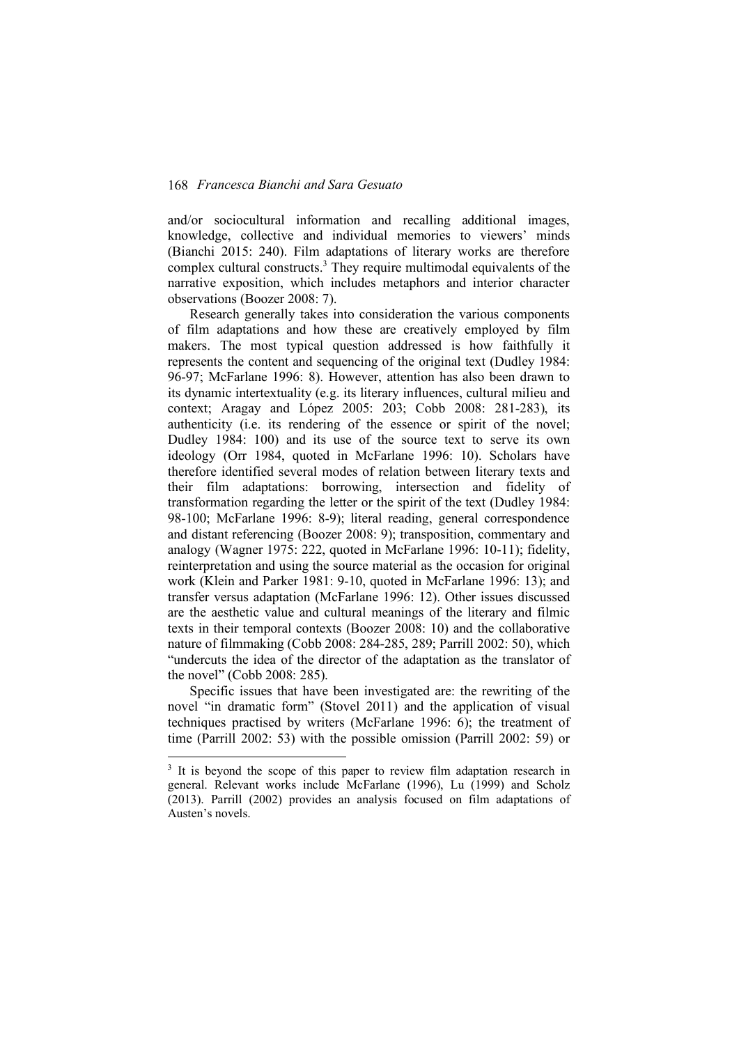and/or sociocultural information and recalling additional images, knowledge, collective and individual memories to viewers' minds (Bianchi 2015: 240). Film adaptations of literary works are therefore complex cultural constructs.[3] They require multimodal equivalents of the narrative exposition, which includes metaphors and interior character observations (Boozer 2008: 7).

Research generally takes into consideration the various components of film adaptations and how these are creatively employed by film makers. The most typical question addressed is how faithfully it represents the content and sequencing of the original text (Dudley 1984: 96-97; McFarlane 1996: 8). However, attention has also been drawn to its dynamic intertextuality (e.g. its literary influences, cultural milieu and context; Aragay and López 2005: 203; Cobb 2008: 281-283), its authenticity (i.e. its rendering of the essence or spirit of the novel; Dudley 1984: 100) and its use of the source text to serve its own ideology (Orr 1984, quoted in McFarlane 1996: 10). Scholars have therefore identified several modes of relation between literary texts and their film adaptations: borrowing, intersection and fidelity of transformation regarding the letter or the spirit of the text (Dudley 1984: 98-100; McFarlane 1996: 8-9); literal reading, general correspondence and distant referencing (Boozer 2008: 9); transposition, commentary and analogy (Wagner 1975: 222, quoted in McFarlane 1996: 10-11); fidelity, reinterpretation and using the source material as the occasion for original work (Klein and Parker 1981: 9-10, quoted in McFarlane 1996: 13); and transfer versus adaptation (McFarlane 1996: 12). Other issues discussed are the aesthetic value and cultural meanings of the literary and filmic texts in their temporal contexts (Boozer 2008: 10) and the collaborative nature of filmmaking (Cobb 2008: 284-285, 289; Parrill 2002: 50), which "undercuts the idea of the director of the adaptation as the translator of the novel" (Cobb 2008: 285).

Specific issues that have been investigated are: the rewriting of the novel "in dramatic form" (Stovel 2011) and the application of visual techniques practised by writers (McFarlane 1996: 6); the treatment of time (Parrill 2002: 53) with the possible omission (Parrill 2002: 59) or

---

[3] It is beyond the scope of this paper to review film adaptation research in general. Relevant works include McFarlane (1996), Lu (1999) and Scholz (2013). Parrill (2002) provides an analysis focused on film adaptations of Austen's novels.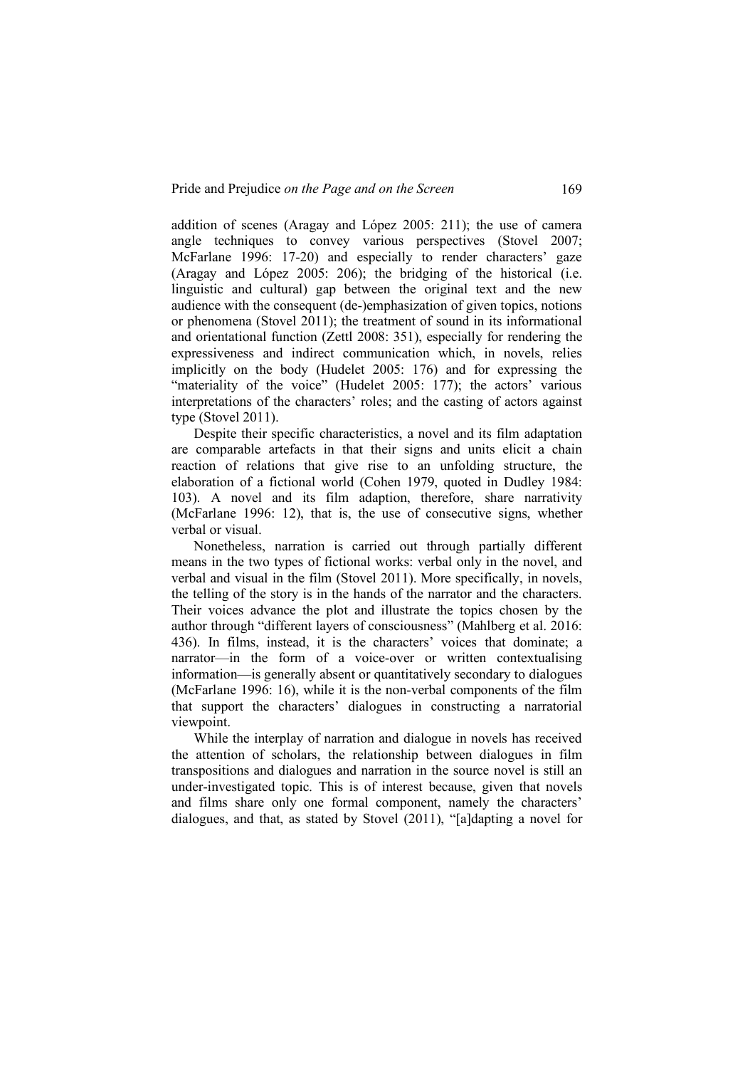addition of scenes (Aragay and López 2005: 211); the use of camera angle techniques to convey various perspectives (Stovel 2007; McFarlane 1996: 17-20) and especially to render characters' gaze (Aragay and López 2005: 206); the bridging of the historical (i.e. linguistic and cultural) gap between the original text and the new audience with the consequent (de-)emphasization of given topics, notions or phenomena (Stovel 2011); the treatment of sound in its informational and orientational function (Zettl 2008: 351), especially for rendering the expressiveness and indirect communication which, in novels, relies implicitly on the body (Hudelet 2005: 176) and for expressing the "materiality of the voice" (Hudelet 2005: 177); the actors' various interpretations of the characters' roles; and the casting of actors against type (Stovel 2011).

Despite their specific characteristics, a novel and its film adaptation are comparable artefacts in that their signs and units elicit a chain reaction of relations that give rise to an unfolding structure, the elaboration of a fictional world (Cohen 1979, quoted in Dudley 1984: 103). A novel and its film adaption, therefore, share narrativity (McFarlane 1996: 12), that is, the use of consecutive signs, whether verbal or visual.

Nonetheless, narration is carried out through partially different means in the two types of fictional works: verbal only in the novel, and verbal and visual in the film (Stovel 2011). More specifically, in novels, the telling of the story is in the hands of the narrator and the characters. Their voices advance the plot and illustrate the topics chosen by the author through "different layers of consciousness" (Mahlberg et al. 2016: 436). In films, instead, it is the characters' voices that dominate; a narrator—in the form of a voice-over or written contextualising information—is generally absent or quantitatively secondary to dialogues (McFarlane 1996: 16), while it is the non-verbal components of the film that support the characters' dialogues in constructing a narratorial viewpoint.

While the interplay of narration and dialogue in novels has received the attention of scholars, the relationship between dialogues in film transpositions and dialogues and narration in the source novel is still an under-investigated topic. This is of interest because, given that novels and films share only one formal component, namely the characters' dialogues, and that, as stated by Stovel (2011), "[a]dapting a novel for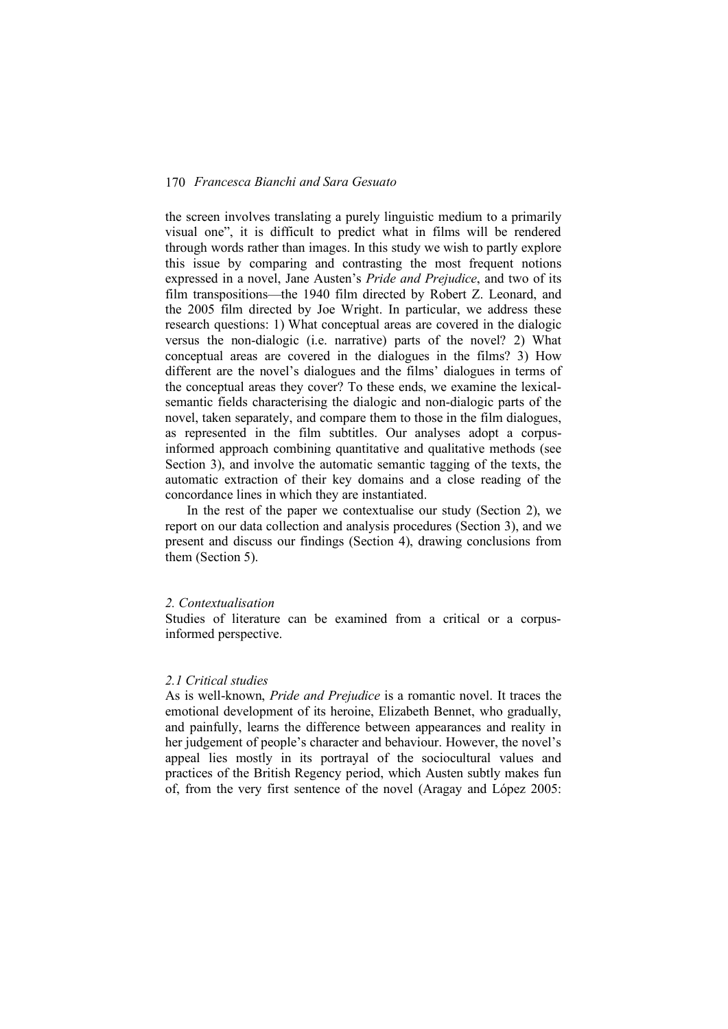the screen involves translating a purely linguistic medium to a primarily visual one", it is difficult to predict what in films will be rendered through words rather than images. In this study we wish to partly explore this issue by comparing and contrasting the most frequent notions expressed in a novel, Jane Austen's *Pride and Prejudice*, and two of its film transpositions—the 1940 film directed by Robert Z. Leonard, and the 2005 film directed by Joe Wright. In particular, we address these research questions: 1) What conceptual areas are covered in the dialogic versus the non-dialogic (i.e. narrative) parts of the novel? 2) What conceptual areas are covered in the dialogues in the films? 3) How different are the novel's dialogues and the films' dialogues in terms of the conceptual areas they cover? To these ends, we examine the lexical-semantic fields characterising the dialogic and non-dialogic parts of the novel, taken separately, and compare them to those in the film dialogues, as represented in the film subtitles. Our analyses adopt a corpus-informed approach combining quantitative and qualitative methods (see Section 3), and involve the automatic semantic tagging of the texts, the automatic extraction of their key domains and a close reading of the concordance lines in which they are instantiated.

In the rest of the paper we contextualise our study (Section 2), we report on our data collection and analysis procedures (Section 3), and we present and discuss our findings (Section 4), drawing conclusions from them (Section 5).

## *2. Contextualisation*

Studies of literature can be examined from a critical or a corpus-informed perspective.

### *2.1 Critical studies*

As is well-known, *Pride and Prejudice* is a romantic novel. It traces the emotional development of its heroine, Elizabeth Bennet, who gradually, and painfully, learns the difference between appearances and reality in her judgement of people's character and behaviour. However, the novel's appeal lies mostly in its portrayal of the sociocultural values and practices of the British Regency period, which Austen subtly makes fun of, from the very first sentence of the novel (Aragay and López 2005: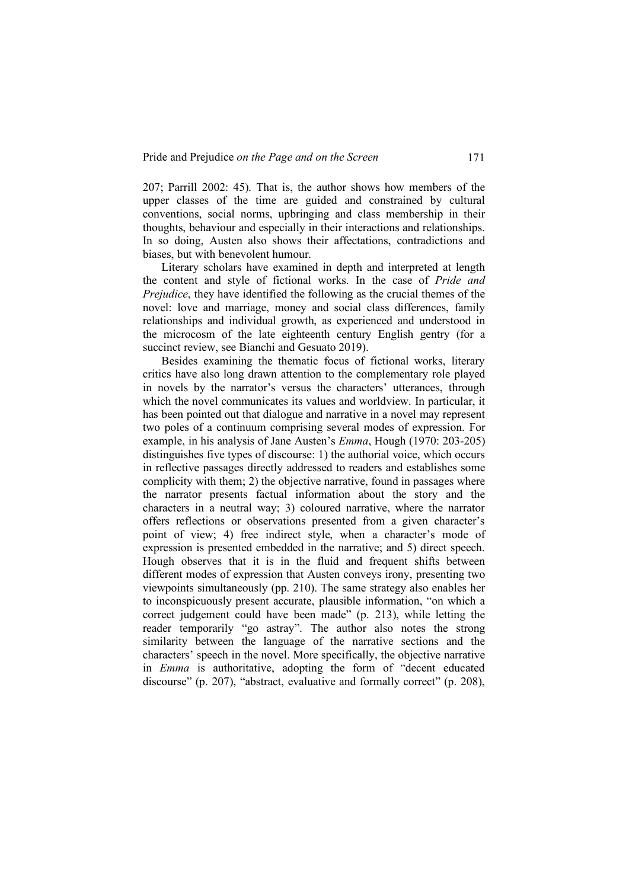207; Parrill 2002: 45). That is, the author shows how members of the upper classes of the time are guided and constrained by cultural conventions, social norms, upbringing and class membership in their thoughts, behaviour and especially in their interactions and relationships. In so doing, Austen also shows their affectations, contradictions and biases, but with benevolent humour.

Literary scholars have examined in depth and interpreted at length the content and style of fictional works. In the case of *Pride and Prejudice*, they have identified the following as the crucial themes of the novel: love and marriage, money and social class differences, family relationships and individual growth, as experienced and understood in the microcosm of the late eighteenth century English gentry (for a succinct review, see Bianchi and Gesuato 2019).

Besides examining the thematic focus of fictional works, literary critics have also long drawn attention to the complementary role played in novels by the narrator's versus the characters' utterances, through which the novel communicates its values and worldview. In particular, it has been pointed out that dialogue and narrative in a novel may represent two poles of a continuum comprising several modes of expression. For example, in his analysis of Jane Austen's *Emma*, Hough (1970: 203-205) distinguishes five types of discourse: 1) the authorial voice, which occurs in reflective passages directly addressed to readers and establishes some complicity with them; 2) the objective narrative, found in passages where the narrator presents factual information about the story and the characters in a neutral way; 3) coloured narrative, where the narrator offers reflections or observations presented from a given character's point of view; 4) free indirect style, when a character's mode of expression is presented embedded in the narrative; and 5) direct speech. Hough observes that it is in the fluid and frequent shifts between different modes of expression that Austen conveys irony, presenting two viewpoints simultaneously (pp. 210). The same strategy also enables her to inconspicuously present accurate, plausible information, "on which a correct judgement could have been made" (p. 213), while letting the reader temporarily "go astray". The author also notes the strong similarity between the language of the narrative sections and the characters' speech in the novel. More specifically, the objective narrative in *Emma* is authoritative, adopting the form of "decent educated discourse" (p. 207), "abstract, evaluative and formally correct" (p. 208),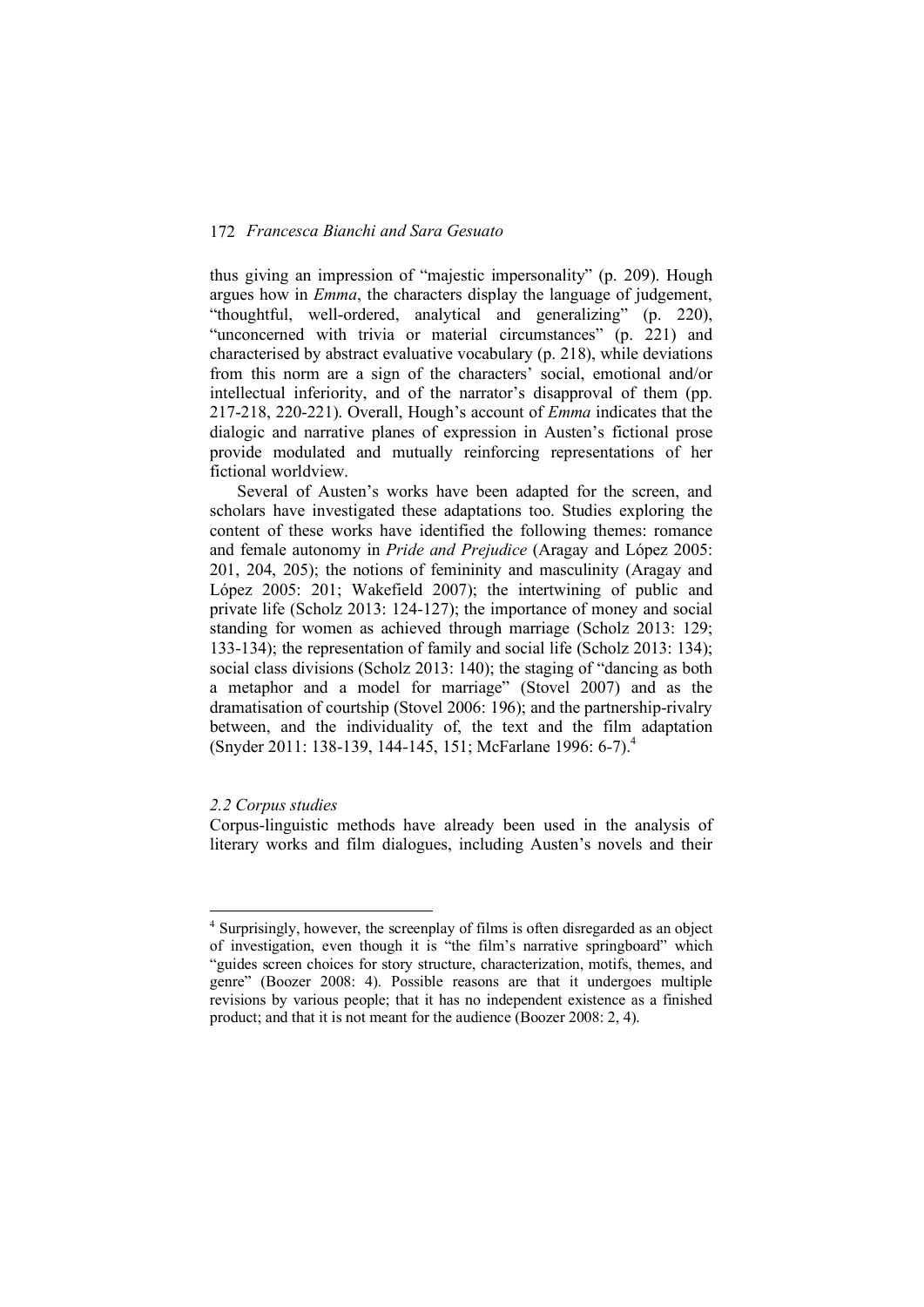thus giving an impression of "majestic impersonality" (p. 209). Hough argues how in *Emma*, the characters display the language of judgement, "thoughtful, well-ordered, analytical and generalizing" (p. 220), "unconcerned with trivia or material circumstances" (p. 221) and characterised by abstract evaluative vocabulary (p. 218), while deviations from this norm are a sign of the characters' social, emotional and/or intellectual inferiority, and of the narrator's disapproval of them (pp. 217-218, 220-221). Overall, Hough's account of *Emma* indicates that the dialogic and narrative planes of expression in Austen's fictional prose provide modulated and mutually reinforcing representations of her fictional worldview.

Several of Austen's works have been adapted for the screen, and scholars have investigated these adaptations too. Studies exploring the content of these works have identified the following themes: romance and female autonomy in *Pride and Prejudice* (Aragay and López 2005: 201, 204, 205); the notions of femininity and masculinity (Aragay and López 2005: 201; Wakefield 2007); the intertwining of public and private life (Scholz 2013: 124-127); the importance of money and social standing for women as achieved through marriage (Scholz 2013: 129; 133-134); the representation of family and social life (Scholz 2013: 134); social class divisions (Scholz 2013: 140); the staging of "dancing as both a metaphor and a model for marriage" (Stovel 2007) and as the dramatisation of courtship (Stovel 2006: 196); and the partnership-rivalry between, and the individuality of, the text and the film adaptation (Snyder 2011: 138-139, 144-145, 151; McFarlane 1996: 6-7).[4]

### *2.2 Corpus studies*

Corpus-linguistic methods have already been used in the analysis of literary works and film dialogues, including Austen's novels and their

[4] Surprisingly, however, the screenplay of films is often disregarded as an object of investigation, even though it is "the film's narrative springboard" which "guides screen choices for story structure, characterization, motifs, themes, and genre" (Boozer 2008: 4). Possible reasons are that it undergoes multiple revisions by various people; that it has no independent existence as a finished product; and that it is not meant for the audience (Boozer 2008: 2, 4).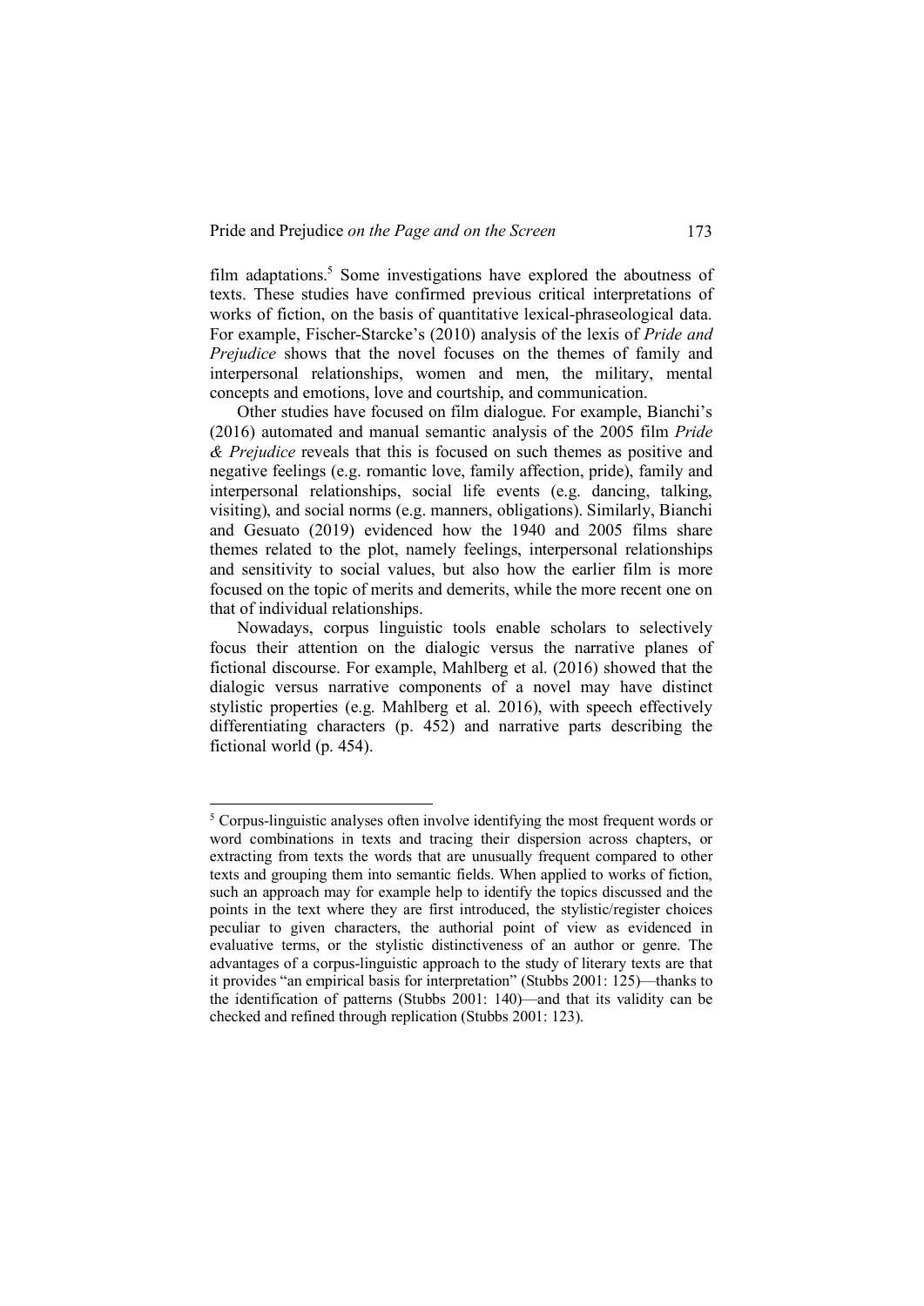film adaptations.[5] Some investigations have explored the aboutness of texts. These studies have confirmed previous critical interpretations of works of fiction, on the basis of quantitative lexical-phraseological data. For example, Fischer-Starcke's (2010) analysis of the lexis of *Pride and Prejudice* shows that the novel focuses on the themes of family and interpersonal relationships, women and men, the military, mental concepts and emotions, love and courtship, and communication.

Other studies have focused on film dialogue. For example, Bianchi's (2016) automated and manual semantic analysis of the 2005 film *Pride & Prejudice* reveals that this is focused on such themes as positive and negative feelings (e.g. romantic love, family affection, pride), family and interpersonal relationships, social life events (e.g. dancing, talking, visiting), and social norms (e.g. manners, obligations). Similarly, Bianchi and Gesuato (2019) evidenced how the 1940 and 2005 films share themes related to the plot, namely feelings, interpersonal relationships and sensitivity to social values, but also how the earlier film is more focused on the topic of merits and demerits, while the more recent one on that of individual relationships.

Nowadays, corpus linguistic tools enable scholars to selectively focus their attention on the dialogic versus the narrative planes of fictional discourse. For example, Mahlberg et al. (2016) showed that the dialogic versus narrative components of a novel may have distinct stylistic properties (e.g. Mahlberg et al. 2016), with speech effectively differentiating characters (p. 452) and narrative parts describing the fictional world (p. 454).

---

[5] Corpus-linguistic analyses often involve identifying the most frequent words or word combinations in texts and tracing their dispersion across chapters, or extracting from texts the words that are unusually frequent compared to other texts and grouping them into semantic fields. When applied to works of fiction, such an approach may for example help to identify the topics discussed and the points in the text where they are first introduced, the stylistic/register choices peculiar to given characters, the authorial point of view as evidenced in evaluative terms, or the stylistic distinctiveness of an author or genre. The advantages of a corpus-linguistic approach to the study of literary texts are that it provides "an empirical basis for interpretation" (Stubbs 2001: 125)—thanks to the identification of patterns (Stubbs 2001: 140)—and that its validity can be checked and refined through replication (Stubbs 2001: 123).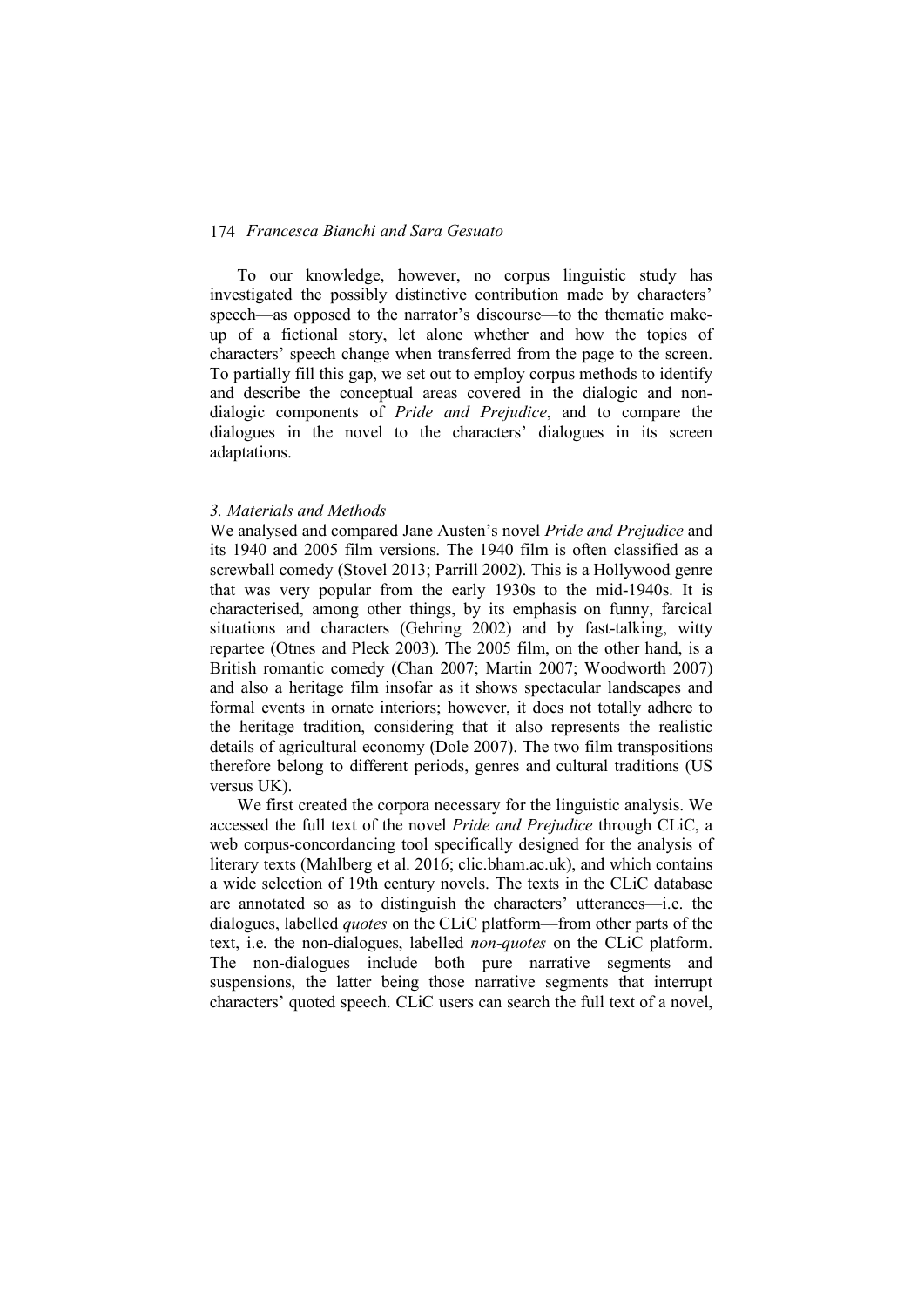To our knowledge, however, no corpus linguistic study has investigated the possibly distinctive contribution made by characters' speech—as opposed to the narrator's discourse—to the thematic make-up of a fictional story, let alone whether and how the topics of characters' speech change when transferred from the page to the screen. To partially fill this gap, we set out to employ corpus methods to identify and describe the conceptual areas covered in the dialogic and non-dialogic components of *Pride and Prejudice*, and to compare the dialogues in the novel to the characters' dialogues in its screen adaptations.

### *3. Materials and Methods*

We analysed and compared Jane Austen's novel *Pride and Prejudice* and its 1940 and 2005 film versions. The 1940 film is often classified as a screwball comedy (Stovel 2013; Parrill 2002). This is a Hollywood genre that was very popular from the early 1930s to the mid-1940s. It is characterised, among other things, by its emphasis on funny, farcical situations and characters (Gehring 2002) and by fast-talking, witty repartee (Otnes and Pleck 2003). The 2005 film, on the other hand, is a British romantic comedy (Chan 2007; Martin 2007; Woodworth 2007) and also a heritage film insofar as it shows spectacular landscapes and formal events in ornate interiors; however, it does not totally adhere to the heritage tradition, considering that it also represents the realistic details of agricultural economy (Dole 2007). The two film transpositions therefore belong to different periods, genres and cultural traditions (US versus UK).

We first created the corpora necessary for the linguistic analysis. We accessed the full text of the novel *Pride and Prejudice* through CLiC, a web corpus-concordancing tool specifically designed for the analysis of literary texts (Mahlberg et al. 2016; clic.bham.ac.uk), and which contains a wide selection of 19th century novels. The texts in the CLiC database are annotated so as to distinguish the characters' utterances—i.e. the dialogues, labelled *quotes* on the CLiC platform—from other parts of the text, i.e. the non-dialogues, labelled *non-quotes* on the CLiC platform. The non-dialogues include both pure narrative segments and suspensions, the latter being those narrative segments that interrupt characters' quoted speech. CLiC users can search the full text of a novel,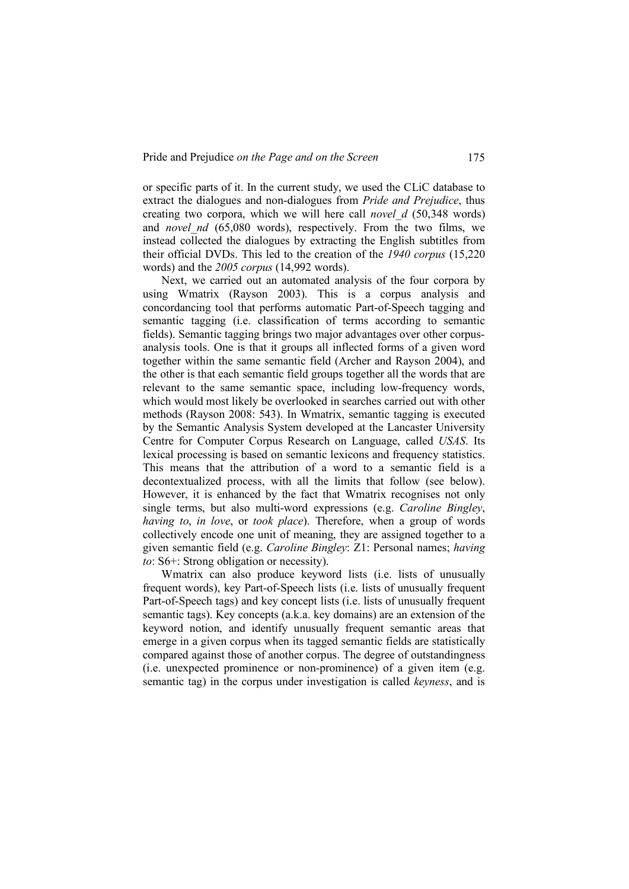or specific parts of it. In the current study, we used the CLiC database to extract the dialogues and non-dialogues from *Pride and Prejudice*, thus creating two corpora, which we will here call *novel_d* (50,348 words) and *novel_nd* (65,080 words), respectively. From the two films, we instead collected the dialogues by extracting the English subtitles from their official DVDs. This led to the creation of the *1940 corpus* (15,220 words) and the *2005 corpus* (14,992 words).

Next, we carried out an automated analysis of the four corpora by using Wmatrix (Rayson 2003). This is a corpus analysis and concordancing tool that performs automatic Part-of-Speech tagging and semantic tagging (i.e. classification of terms according to semantic fields). Semantic tagging brings two major advantages over other corpus-analysis tools. One is that it groups all inflected forms of a given word together within the same semantic field (Archer and Rayson 2004), and the other is that each semantic field groups together all the words that are relevant to the same semantic space, including low-frequency words, which would most likely be overlooked in searches carried out with other methods (Rayson 2008: 543). In Wmatrix, semantic tagging is executed by the Semantic Analysis System developed at the Lancaster University Centre for Computer Corpus Research on Language, called *USAS*. Its lexical processing is based on semantic lexicons and frequency statistics. This means that the attribution of a word to a semantic field is a decontextualized process, with all the limits that follow (see below). However, it is enhanced by the fact that Wmatrix recognises not only single terms, but also multi-word expressions (e.g. *Caroline Bingley*, *having to*, *in love*, or *took place*). Therefore, when a group of words collectively encode one unit of meaning, they are assigned together to a given semantic field (e.g. *Caroline Bingley*: Z1: Personal names; *having to*: S6+: Strong obligation or necessity).

Wmatrix can also produce keyword lists (i.e. lists of unusually frequent words), key Part-of-Speech lists (i.e. lists of unusually frequent Part-of-Speech tags) and key concept lists (i.e. lists of unusually frequent semantic tags). Key concepts (a.k.a. key domains) are an extension of the keyword notion, and identify unusually frequent semantic areas that emerge in a given corpus when its tagged semantic fields are statistically compared against those of another corpus. The degree of outstandingness (i.e. unexpected prominence or non-prominence) of a given item (e.g. semantic tag) in the corpus under investigation is called *keyness*, and is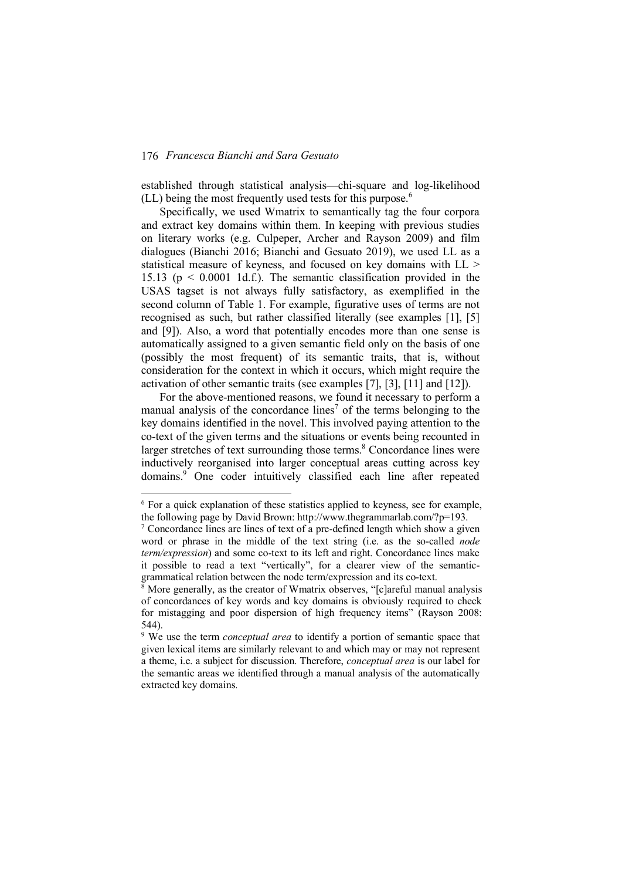established through statistical analysis—chi-square and log-likelihood (LL) being the most frequently used tests for this purpose.[6]

Specifically, we used Wmatrix to semantically tag the four corpora and extract key domains within them. In keeping with previous studies on literary works (e.g. Culpeper, Archer and Rayson 2009) and film dialogues (Bianchi 2016; Bianchi and Gesuato 2019), we used LL as a statistical measure of keyness, and focused on key domains with LL > 15.13 ($p < 0.0001$ 1d.f.). The semantic classification provided in the USAS tagset is not always fully satisfactory, as exemplified in the second column of Table 1. For example, figurative uses of terms are not recognised as such, but rather classified literally (see examples [1], [5] and [9]). Also, a word that potentially encodes more than one sense is automatically assigned to a given semantic field only on the basis of one (possibly the most frequent) of its semantic traits, that is, without consideration for the context in which it occurs, which might require the activation of other semantic traits (see examples [7], [3], [11] and [12]).

For the above-mentioned reasons, we found it necessary to perform a manual analysis of the concordance lines[7] of the terms belonging to the key domains identified in the novel. This involved paying attention to the co-text of the given terms and the situations or events being recounted in larger stretches of text surrounding those terms.[8] Concordance lines were inductively reorganised into larger conceptual areas cutting across key domains.[9] One coder intuitively classified each line after repeated

---

[6] For a quick explanation of these statistics applied to keyness, see for example, the following page by David Brown: http://www.thegrammarlab.com/?p=193.

[7] Concordance lines are lines of text of a pre-defined length which show a given word or phrase in the middle of the text string (i.e. as the so-called *node term/expression*) and some co-text to its left and right. Concordance lines make it possible to read a text "vertically", for a clearer view of the semantic-grammatical relation between the node term/expression and its co-text.

[8] More generally, as the creator of Wmatrix observes, "[c]areful manual analysis of concordances of key words and key domains is obviously required to check for mistagging and poor dispersion of high frequency items" (Rayson 2008: 544).

[9] We use the term *conceptual area* to identify a portion of semantic space that given lexical items are similarly relevant to and which may or may not represent a theme, i.e. a subject for discussion. Therefore, *conceptual area* is our label for the semantic areas we identified through a manual analysis of the automatically extracted key domains.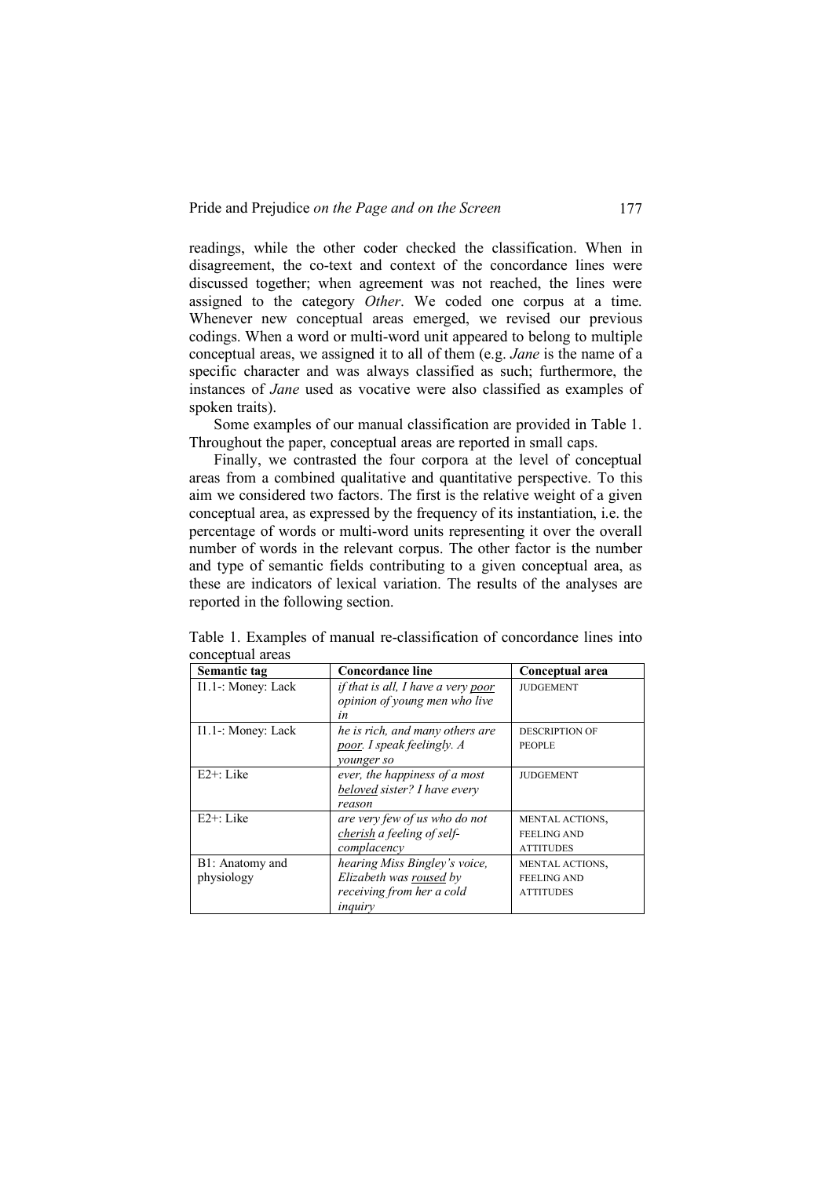readings, while the other coder checked the classification. When in disagreement, the co-text and context of the concordance lines were discussed together; when agreement was not reached, the lines were assigned to the category *Other*. We coded one corpus at a time. Whenever new conceptual areas emerged, we revised our previous codings. When a word or multi-word unit appeared to belong to multiple conceptual areas, we assigned it to all of them (e.g. *Jane* is the name of a specific character and was always classified as such; furthermore, the instances of *Jane* used as vocative were also classified as examples of spoken traits).

Some examples of our manual classification are provided in Table 1. Throughout the paper, conceptual areas are reported in small caps.

Finally, we contrasted the four corpora at the level of conceptual areas from a combined qualitative and quantitative perspective. To this aim we considered two factors. The first is the relative weight of a given conceptual area, as expressed by the frequency of its instantiation, i.e. the percentage of words or multi-word units representing it over the overall number of words in the relevant corpus. The other factor is the number and type of semantic fields contributing to a given conceptual area, as these are indicators of lexical variation. The results of the analyses are reported in the following section.

Table 1. Examples of manual re-classification of concordance lines into conceptual areas

| Semantic tag | Concordance line | Conceptual area |
|---|---|---|
| I1.1-: Money: Lack | *if that is all, I have a very <u>poor</u> opinion of young men who live in* | JUDGEMENT |
| I1.1-: Money: Lack | *he is rich, and many others are <u>poor</u>. I speak feelingly. A younger so* | DESCRIPTION OF PEOPLE |
| E2+: Like | *ever, the happiness of a most <u>beloved</u> sister? I have every reason* | JUDGEMENT |
| E2+: Like | *are very few of us who do not <u>cherish</u> a feeling of self-complacency* | MENTAL ACTIONS, FEELING AND ATTITUDES |
| B1: Anatomy and physiology | *hearing Miss Bingley's voice, Elizabeth was <u>roused</u> by receiving from her a cold inquiry* | MENTAL ACTIONS, FEELING AND ATTITUDES |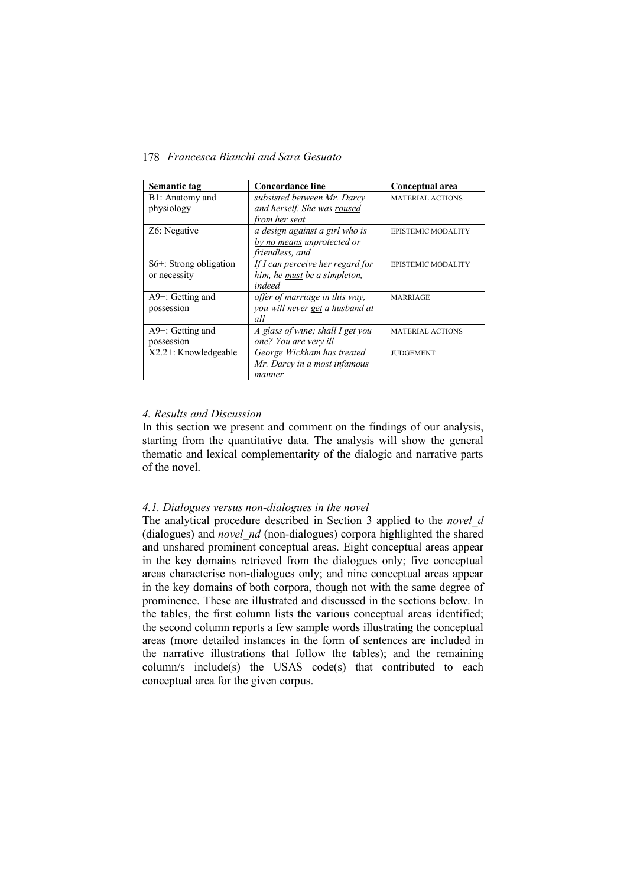| Semantic tag | Concordance line | Conceptual area |
|---|---|---|
| B1: Anatomy and physiology | *subsisted between Mr. Darcy and herself. She was <u>roused</u> from her seat* | MATERIAL ACTIONS |
| Z6: Negative | *a design against a girl who is <u>by no means</u> unprotected or friendless, and* | EPISTEMIC MODALITY |
| S6+: Strong obligation or necessity | *If I can perceive her regard for him, he <u>must</u> be a simpleton, indeed* | EPISTEMIC MODALITY |
| A9+: Getting and possession | *offer of marriage in this way, you will never <u>get</u> a husband at all* | MARRIAGE |
| A9+: Getting and possession | *A glass of wine; shall I <u>get</u> you one? You are very ill* | MATERIAL ACTIONS |
| X2.2+: Knowledgeable | *George Wickham has treated Mr. Darcy in a most <u>infamous</u> manner* | JUDGEMENT |

### *4. Results and Discussion*

In this section we present and comment on the findings of our analysis, starting from the quantitative data. The analysis will show the general thematic and lexical complementarity of the dialogic and narrative parts of the novel.

#### *4.1. Dialogues versus non-dialogues in the novel*

The analytical procedure described in Section 3 applied to the *novel_d* (dialogues) and *novel_nd* (non-dialogues) corpora highlighted the shared and unshared prominent conceptual areas. Eight conceptual areas appear in the key domains retrieved from the dialogues only; five conceptual areas characterise non-dialogues only; and nine conceptual areas appear in the key domains of both corpora, though not with the same degree of prominence. These are illustrated and discussed in the sections below. In the tables, the first column lists the various conceptual areas identified; the second column reports a few sample words illustrating the conceptual areas (more detailed instances in the form of sentences are included in the narrative illustrations that follow the tables); and the remaining column/s include(s) the USAS code(s) that contributed to each conceptual area for the given corpus.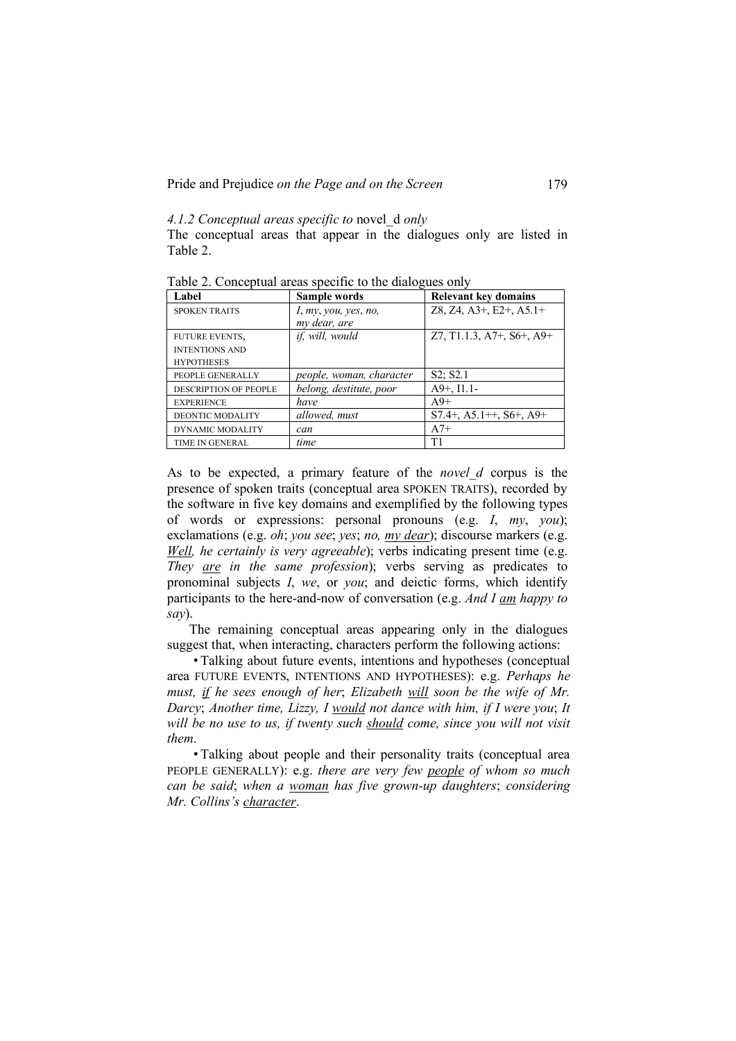*4.1.2 Conceptual areas specific to* novel_d *only*

The conceptual areas that appear in the dialogues only are listed in Table 2.

Table 2. Conceptual areas specific to the dialogues only

| Label | Sample words | Relevant key domains |
|---|---|---|
| SPOKEN TRAITS | *I*, *my*, *you*, *yes*, *no*, *my dear*, *are* | Z8, Z4, A3+, E2+, A5.1+ |
| FUTURE EVENTS, INTENTIONS AND HYPOTHESES | *if, will, would* | Z7, T1.1.3, A7+, S6+, A9+ |
| PEOPLE GENERALLY | *people, woman, character* | S2; S2.1 |
| DESCRIPTION OF PEOPLE | *belong, destitute, poor* | A9+, I1.1- |
| EXPERIENCE | *have* | A9+ |
| DEONTIC MODALITY | *allowed, must* | S7.4+, A5.1++, S6+, A9+ |
| DYNAMIC MODALITY | *can* | A7+ |
| TIME IN GENERAL | *time* | T1 |

As to be expected, a primary feature of the *novel_d* corpus is the presence of spoken traits (conceptual area SPOKEN TRAITS), recorded by the software in five key domains and exemplified by the following types of words or expressions: personal pronouns (e.g. *I*, *my*, *you*); exclamations (e.g. *oh*; *you see*; *yes*; *no, my dear*); discourse markers (e.g. *Well, he certainly is very agreeable*); verbs indicating present time (e.g. *They are in the same profession*); verbs serving as predicates to pronominal subjects *I*, *we*, or *you*; and deictic forms, which identify participants to the here-and-now of conversation (e.g. *And I am happy to say*).

The remaining conceptual areas appearing only in the dialogues suggest that, when interacting, characters perform the following actions:

- Talking about future events, intentions and hypotheses (conceptual area FUTURE EVENTS, INTENTIONS AND HYPOTHESES): e.g. *Perhaps he must, if he sees enough of her*; *Elizabeth will soon be the wife of Mr. Darcy*; *Another time, Lizzy, I would not dance with him, if I were you*; *It will be no use to us, if twenty such should come, since you will not visit them*.
- Talking about people and their personality traits (conceptual area PEOPLE GENERALLY): e.g. *there are very few people of whom so much can be said*; *when a woman has five grown-up daughters*; *considering Mr. Collins's character*.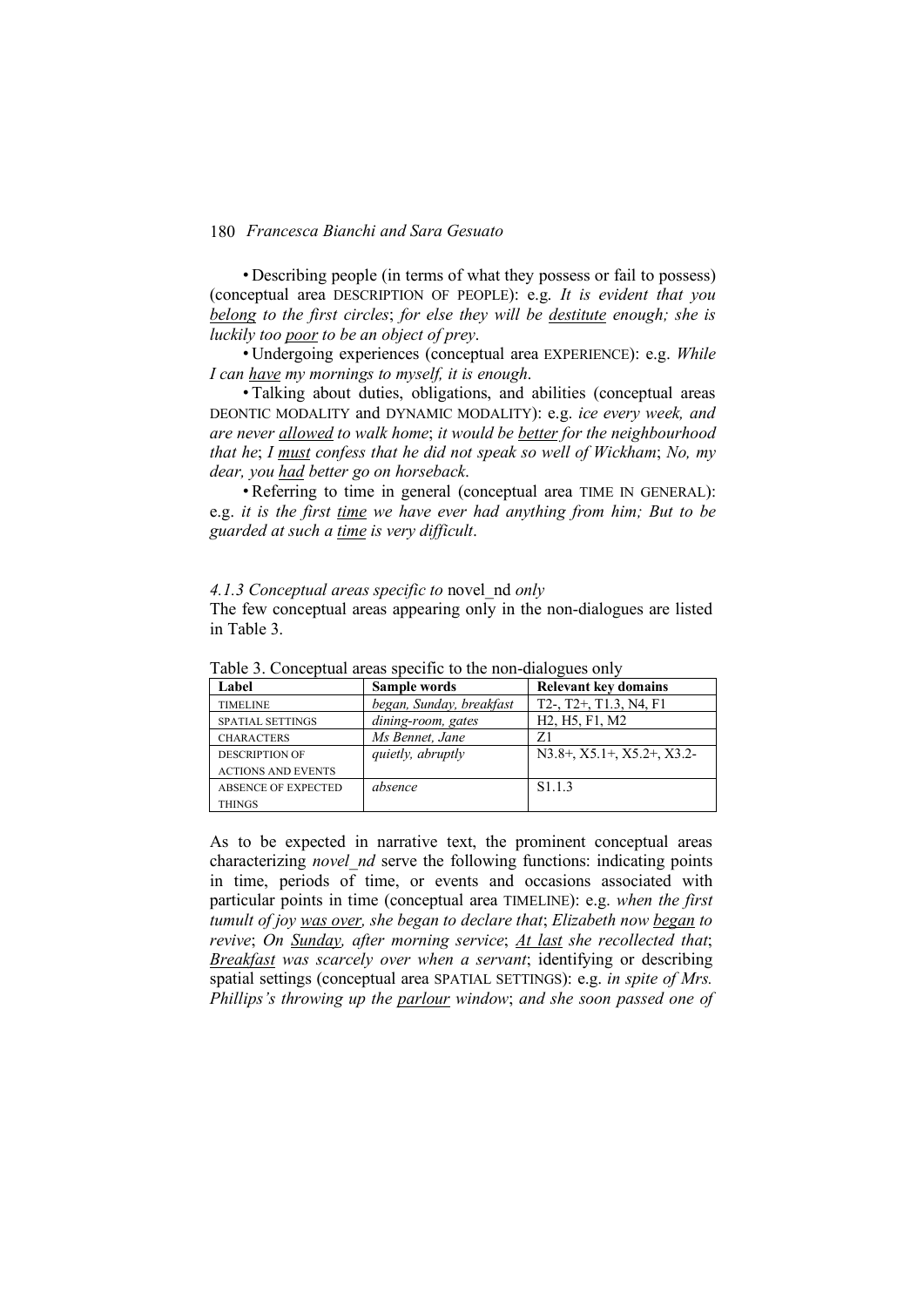• Describing people (in terms of what they possess or fail to possess) (conceptual area DESCRIPTION OF PEOPLE): e.g. *It is evident that you belong to the first circles*; *for else they will be destitute enough; she is luckily too poor to be an object of prey*.

• Undergoing experiences (conceptual area EXPERIENCE): e.g. *While I can have my mornings to myself, it is enough*.

• Talking about duties, obligations, and abilities (conceptual areas DEONTIC MODALITY and DYNAMIC MODALITY): e.g. *ice every week, and are never allowed to walk home*; *it would be better for the neighbourhood that he*; *I must confess that he did not speak so well of Wickham*; *No, my dear, you had better go on horseback*.

• Referring to time in general (conceptual area TIME IN GENERAL): e.g. *it is the first time we have ever had anything from him; But to be guarded at such a time is very difficult*.

### *4.1.3 Conceptual areas specific to* novel_nd *only*

The few conceptual areas appearing only in the non-dialogues are listed in Table 3.

Table 3. Conceptual areas specific to the non-dialogues only

| Label | Sample words | Relevant key domains |
|---|---|---|
| TIMELINE | *began, Sunday, breakfast* | T2-, T2+, T1.3, N4, F1 |
| SPATIAL SETTINGS | *dining-room, gates* | H2, H5, F1, M2 |
| CHARACTERS | *Ms Bennet, Jane* | Z1 |
| DESCRIPTION OF ACTIONS AND EVENTS | *quietly, abruptly* | N3.8+, X5.1+, X5.2+, X3.2- |
| ABSENCE OF EXPECTED THINGS | *absence* | S1.1.3 |

As to be expected in narrative text, the prominent conceptual areas characterizing *novel_nd* serve the following functions: indicating points in time, periods of time, or events and occasions associated with particular points in time (conceptual area TIMELINE): e.g. *when the first tumult of joy was over, she began to declare that*; *Elizabeth now began to revive*; *On Sunday, after morning service*; *At last she recollected that*; *Breakfast was scarcely over when a servant*; identifying or describing spatial settings (conceptual area SPATIAL SETTINGS): e.g. *in spite of Mrs. Phillips's throwing up the parlour window*; *and she soon passed one of*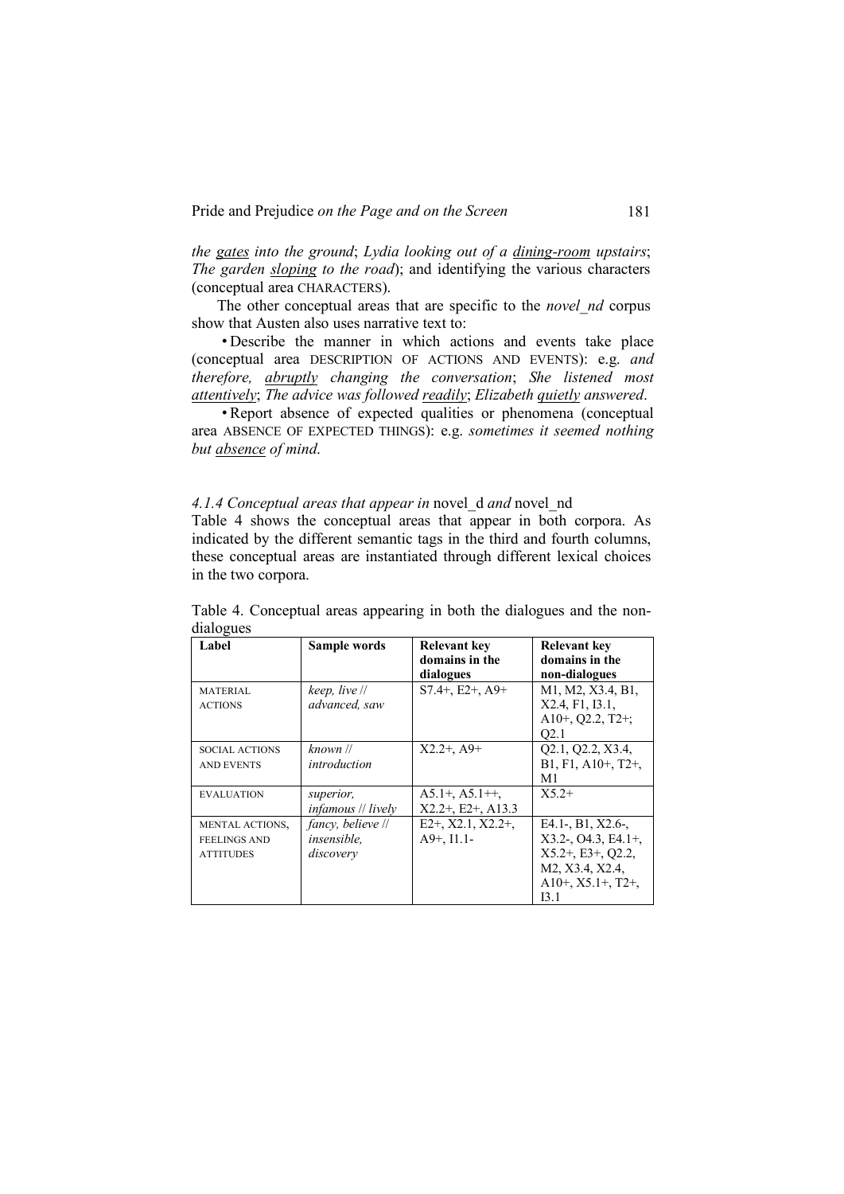*the gates into the ground*; *Lydia looking out of a dining-room upstairs*; *The garden sloping to the road*); and identifying the various characters (conceptual area CHARACTERS).

The other conceptual areas that are specific to the *novel_nd* corpus show that Austen also uses narrative text to:

- Describe the manner in which actions and events take place (conceptual area DESCRIPTION OF ACTIONS AND EVENTS): e.g. *and therefore, abruptly changing the conversation*; *She listened most attentively*; *The advice was followed readily*; *Elizabeth quietly answered*.
- Report absence of expected qualities or phenomena (conceptual area ABSENCE OF EXPECTED THINGS): e.g. *sometimes it seemed nothing but absence of mind*.

#### *4.1.4 Conceptual areas that appear in* novel_d *and* novel_nd

Table 4 shows the conceptual areas that appear in both corpora. As indicated by the different semantic tags in the third and fourth columns, these conceptual areas are instantiated through different lexical choices in the two corpora.

Table 4. Conceptual areas appearing in both the dialogues and the non-dialogues

| Label | Sample words | Relevant key domains in the dialogues | Relevant key domains in the non-dialogues |
|---|---|---|---|
| MATERIAL ACTIONS | *keep, live // advanced, saw* | S7.4+, E2+, A9+ | M1, M2, X3.4, B1, X2.4, F1, I3.1, A10+, Q2.2, T2+; Q2.1 |
| SOCIAL ACTIONS AND EVENTS | *known // introduction* | X2.2+, A9+ | Q2.1, Q2.2, X3.4, B1, F1, A10+, T2+, M1 |
| EVALUATION | *superior, infamous // lively* | A5.1+, A5.1++, X2.2+, E2+, A13.3 | X5.2+ |
| MENTAL ACTIONS, FEELINGS AND ATTITUDES | *fancy, believe // insensible, discovery* | E2+, X2.1, X2.2+, A9+, I1.1- | E4.1-, B1, X2.6-, X3.2-, O4.3, E4.1+, X5.2+, E3+, Q2.2, M2, X3.4, X2.4, A10+, X5.1+, T2+, I3.1 |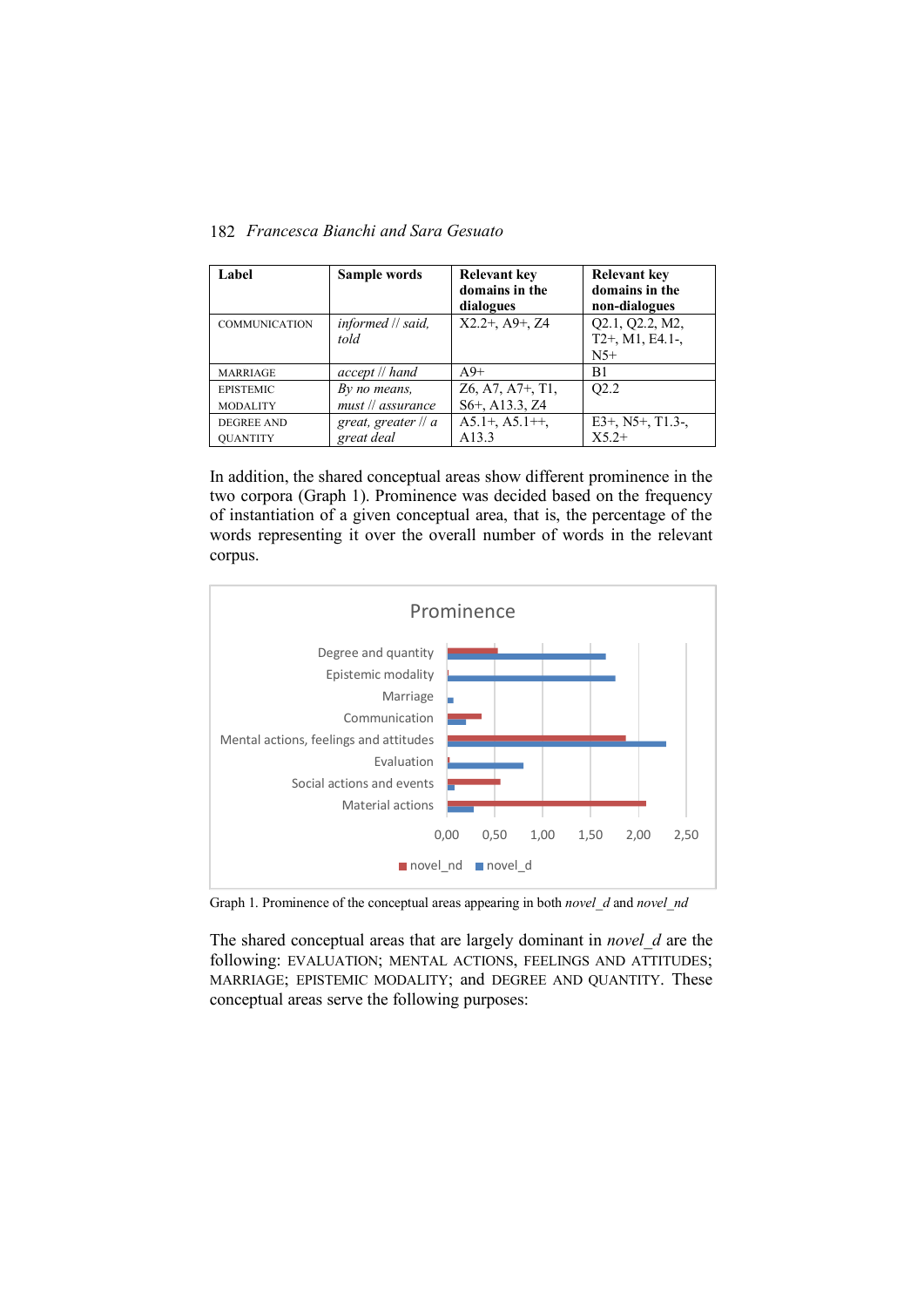| Label | Sample words | Relevant key domains in the dialogues | Relevant key domains in the non-dialogues |
|---|---|---|---|
| COMMUNICATION | *informed // said, told* | X2.2+, A9+, Z4 | Q2.1, Q2.2, M2, T2+, M1, E4.1-, N5+ |
| MARRIAGE | *accept // hand* | A9+ | B1 |
| EPISTEMIC MODALITY | *By no means, must // assurance* | Z6, A7, A7+, T1, S6+, A13.3, Z4 | Q2.2 |
| DEGREE AND QUANTITY | *great, greater // a great deal* | A5.1+, A5.1++, A13.3 | E3+, N5+, T1.3-, X5.2+ |

In addition, the shared conceptual areas show different prominence in the two corpora (Graph 1). Prominence was decided based on the frequency of instantiation of a given conceptual area, that is, the percentage of the words representing it over the overall number of words in the relevant corpus.

Graph 1. Prominence of the conceptual areas appearing in both *novel_d* and *novel_nd*

The shared conceptual areas that are largely dominant in *novel_d* are the following: EVALUATION; MENTAL ACTIONS, FEELINGS AND ATTITUDES; MARRIAGE; EPISTEMIC MODALITY; and DEGREE AND QUANTITY. These conceptual areas serve the following purposes: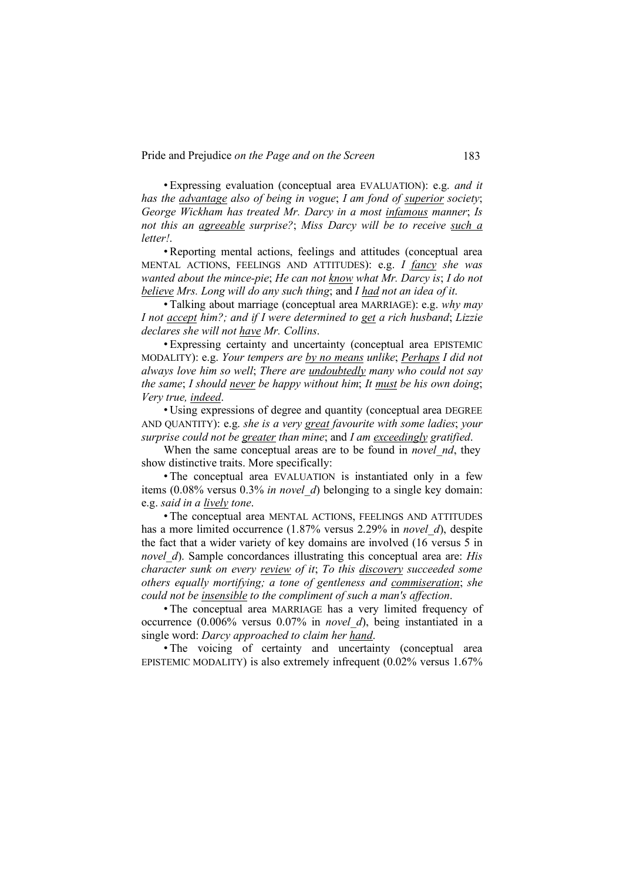• Expressing evaluation (conceptual area EVALUATION): e.g. *and it has the advantage also of being in vogue*; *I am fond of superior society*; *George Wickham has treated Mr. Darcy in a most infamous manner*; *Is not this an agreeable surprise?*; *Miss Darcy will be to receive such a letter!*.

• Reporting mental actions, feelings and attitudes (conceptual area MENTAL ACTIONS, FEELINGS AND ATTITUDES): e.g. *I fancy she was wanted about the mince-pie*; *He can not know what Mr. Darcy is*; *I do not believe Mrs. Long will do any such thing*; and *I had not an idea of it*.

• Talking about marriage (conceptual area MARRIAGE): e.g. *why may I not accept him?; and if I were determined to get a rich husband*; *Lizzie declares she will not have Mr. Collins*.

• Expressing certainty and uncertainty (conceptual area EPISTEMIC MODALITY): e.g. *Your tempers are by no means unlike*; *Perhaps I did not always love him so well*; *There are undoubtedly many who could not say the same*; *I should never be happy without him*; *It must be his own doing*; *Very true, indeed*.

• Using expressions of degree and quantity (conceptual area DEGREE AND QUANTITY): e.g. *she is a very great favourite with some ladies*; *your surprise could not be greater than mine*; and *I am exceedingly gratified*.

When the same conceptual areas are to be found in *novel_nd*, they show distinctive traits. More specifically:

• The conceptual area EVALUATION is instantiated only in a few items (0.08% versus 0.3% *in novel_d*) belonging to a single key domain: e.g. *said in a lively tone*.

• The conceptual area MENTAL ACTIONS, FEELINGS AND ATTITUDES has a more limited occurrence (1.87% versus 2.29% in *novel_d*), despite the fact that a wider variety of key domains are involved (16 versus 5 in *novel_d*). Sample concordances illustrating this conceptual area are: *His character sunk on every review of it*; *To this discovery succeeded some others equally mortifying; a tone of gentleness and commiseration*; *she could not be insensible to the compliment of such a man's affection*.

• The conceptual area MARRIAGE has a very limited frequency of occurrence (0.006% versus 0.07% in *novel_d*), being instantiated in a single word: *Darcy approached to claim her hand*.

• The voicing of certainty and uncertainty (conceptual area EPISTEMIC MODALITY) is also extremely infrequent (0.02% versus 1.67%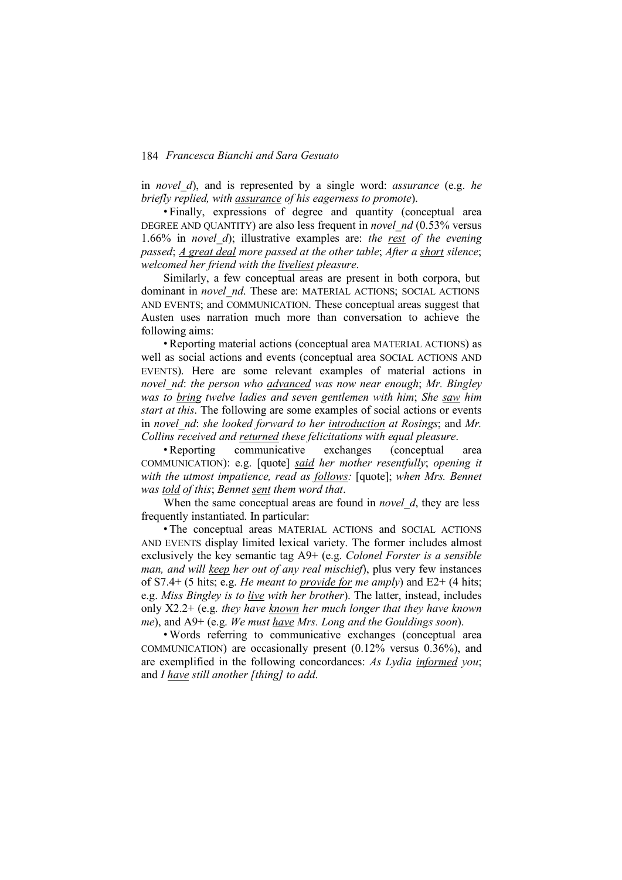in *novel_d*), and is represented by a single word: *assurance* (e.g. *he briefly replied, with assurance of his eagerness to promote*).

• Finally, expressions of degree and quantity (conceptual area DEGREE AND QUANTITY) are also less frequent in *novel_nd* (0.53% versus 1.66% in *novel_d*); illustrative examples are: *the rest of the evening passed*; *A great deal more passed at the other table*; *After a short silence*; *welcomed her friend with the liveliest pleasure*.

Similarly, a few conceptual areas are present in both corpora, but dominant in *novel_nd*. These are: MATERIAL ACTIONS; SOCIAL ACTIONS AND EVENTS; and COMMUNICATION. These conceptual areas suggest that Austen uses narration much more than conversation to achieve the following aims:

• Reporting material actions (conceptual area MATERIAL ACTIONS) as well as social actions and events (conceptual area SOCIAL ACTIONS AND EVENTS). Here are some relevant examples of material actions in *novel_nd*: *the person who advanced was now near enough*; *Mr. Bingley was to bring twelve ladies and seven gentlemen with him*; *She saw him start at this*. The following are some examples of social actions or events in *novel_nd*: *she looked forward to her introduction at Rosings*; and *Mr. Collins received and returned these felicitations with equal pleasure*.

• Reporting communicative exchanges (conceptual area COMMUNICATION): e.g. [quote] *said her mother resentfully*; *opening it with the utmost impatience, read as follows:* [quote]; *when Mrs. Bennet was told of this*; *Bennet sent them word that*.

When the same conceptual areas are found in *novel_d*, they are less frequently instantiated. In particular:

• The conceptual areas MATERIAL ACTIONS and SOCIAL ACTIONS AND EVENTS display limited lexical variety. The former includes almost exclusively the key semantic tag A9+ (e.g. *Colonel Forster is a sensible man, and will keep her out of any real mischief*), plus very few instances of S7.4+ (5 hits; e.g. *He meant to provide for me amply*) and E2+ (4 hits; e.g. *Miss Bingley is to live with her brother*). The latter, instead, includes only X2.2+ (e.g. *they have known her much longer that they have known me*), and A9+ (e.g. *We must have Mrs. Long and the Gouldings soon*).

• Words referring to communicative exchanges (conceptual area COMMUNICATION) are occasionally present (0.12% versus 0.36%), and are exemplified in the following concordances: *As Lydia informed you*; and *I have still another [thing] to add*.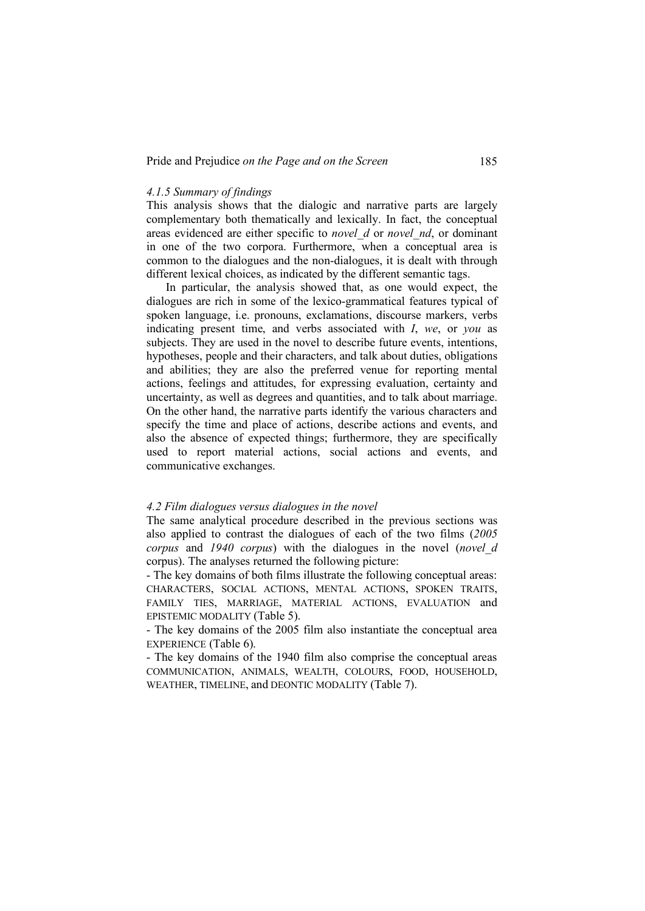#### *4.1.5 Summary of findings*

This analysis shows that the dialogic and narrative parts are largely complementary both thematically and lexically. In fact, the conceptual areas evidenced are either specific to *novel_d* or *novel_nd*, or dominant in one of the two corpora. Furthermore, when a conceptual area is common to the dialogues and the non-dialogues, it is dealt with through different lexical choices, as indicated by the different semantic tags.

In particular, the analysis showed that, as one would expect, the dialogues are rich in some of the lexico-grammatical features typical of spoken language, i.e. pronouns, exclamations, discourse markers, verbs indicating present time, and verbs associated with *I*, *we*, or *you* as subjects. They are used in the novel to describe future events, intentions, hypotheses, people and their characters, and talk about duties, obligations and abilities; they are also the preferred venue for reporting mental actions, feelings and attitudes, for expressing evaluation, certainty and uncertainty, as well as degrees and quantities, and to talk about marriage. On the other hand, the narrative parts identify the various characters and specify the time and place of actions, describe actions and events, and also the absence of expected things; furthermore, they are specifically used to report material actions, social actions and events, and communicative exchanges.

### *4.2 Film dialogues versus dialogues in the novel*

The same analytical procedure described in the previous sections was also applied to contrast the dialogues of each of the two films (*2005 corpus* and *1940 corpus*) with the dialogues in the novel (*novel_d* corpus). The analyses returned the following picture:

- The key domains of both films illustrate the following conceptual areas: CHARACTERS, SOCIAL ACTIONS, MENTAL ACTIONS, SPOKEN TRAITS, FAMILY TIES, MARRIAGE, MATERIAL ACTIONS, EVALUATION and EPISTEMIC MODALITY (Table 5).
- The key domains of the 2005 film also instantiate the conceptual area EXPERIENCE (Table 6).
- The key domains of the 1940 film also comprise the conceptual areas COMMUNICATION, ANIMALS, WEALTH, COLOURS, FOOD, HOUSEHOLD, WEATHER, TIMELINE, and DEONTIC MODALITY (Table 7).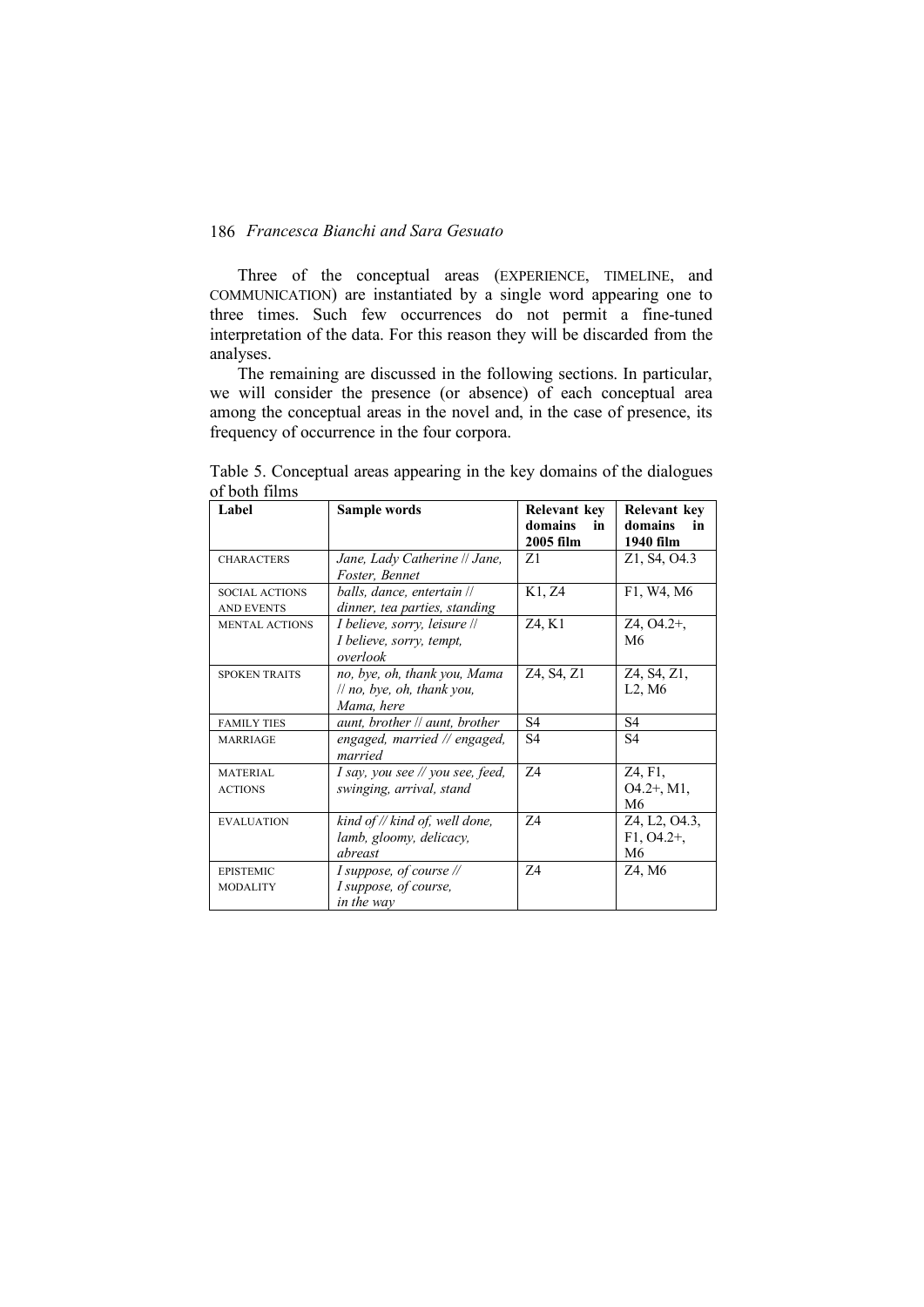Three of the conceptual areas (EXPERIENCE, TIMELINE, and COMMUNICATION) are instantiated by a single word appearing one to three times. Such few occurrences do not permit a fine-tuned interpretation of the data. For this reason they will be discarded from the analyses.

The remaining are discussed in the following sections. In particular, we will consider the presence (or absence) of each conceptual area among the conceptual areas in the novel and, in the case of presence, its frequency of occurrence in the four corpora.

Table 5. Conceptual areas appearing in the key domains of the dialogues of both films

| Label | Sample words | Relevant key domains in 2005 film | Relevant key domains in 1940 film |
|---|---|---|---|
| CHARACTERS | *Jane, Lady Catherine* // *Jane, Foster, Bennet* | Z1 | Z1, S4, O4.3 |
| SOCIAL ACTIONS AND EVENTS | *balls, dance, entertain* // *dinner, tea parties, standing* | K1, Z4 | F1, W4, M6 |
| MENTAL ACTIONS | *I believe, sorry, leisure* // *I believe, sorry, tempt, overlook* | Z4, K1 | Z4, O4.2+, M6 |
| SPOKEN TRAITS | *no, bye, oh, thank you, Mama* // *no, bye, oh, thank you, Mama, here* | Z4, S4, Z1 | Z4, S4, Z1, L2, M6 |
| FAMILY TIES | *aunt, brother* // *aunt, brother* | S4 | S4 |
| MARRIAGE | *engaged, married* // *engaged, married* | S4 | S4 |
| MATERIAL ACTIONS | *I say, you see* // *you see, feed, swinging, arrival, stand* | Z4 | Z4, F1, O4.2+, M1, M6 |
| EVALUATION | *kind of* // *kind of, well done, lamb, gloomy, delicacy, abreast* | Z4 | Z4, L2, O4.3, F1, O4.2+, M6 |
| EPISTEMIC MODALITY | *I suppose, of course* // *I suppose, of course, in the way* | Z4 | Z4, M6 |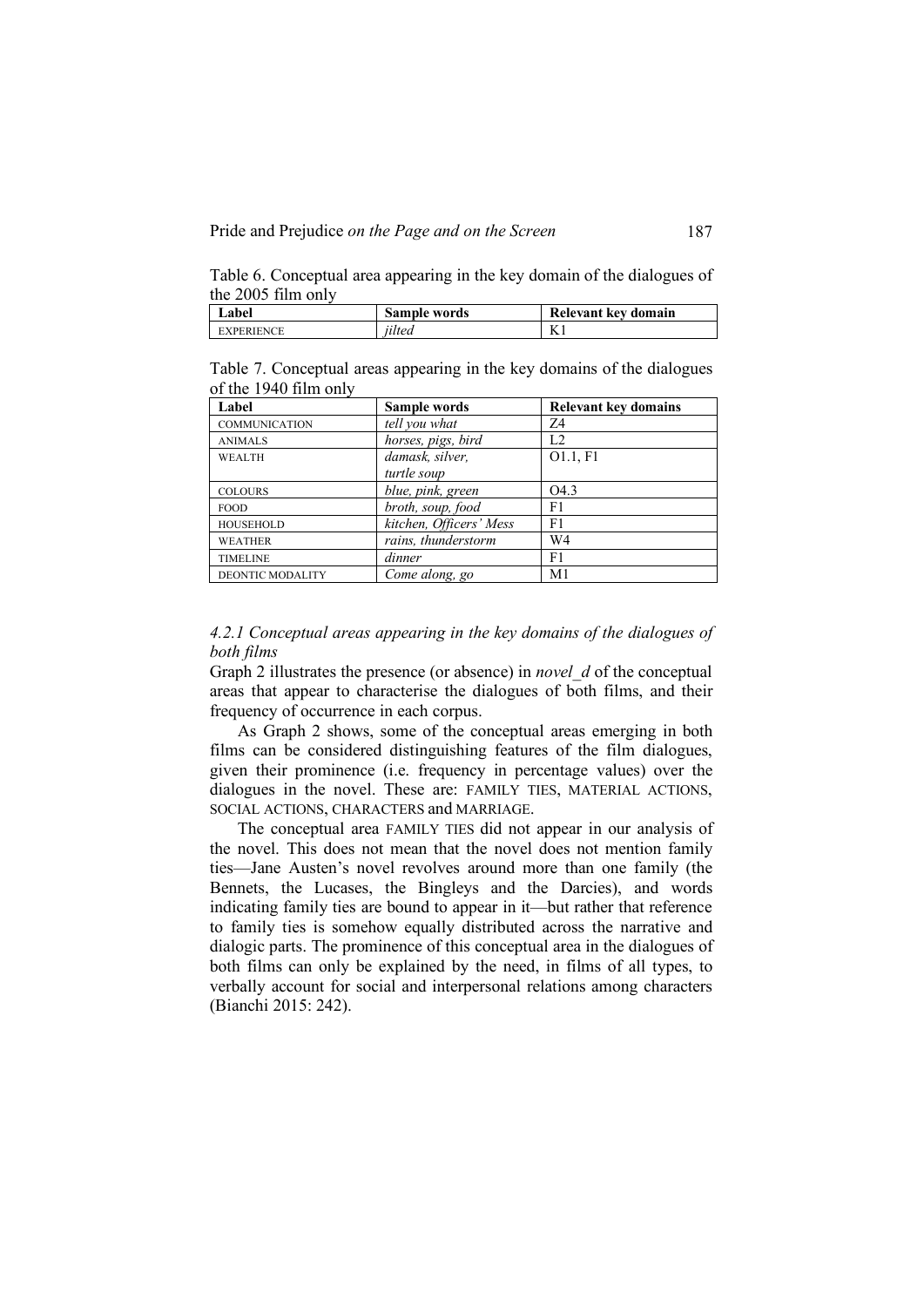Table 6. Conceptual area appearing in the key domain of the dialogues of the 2005 film only

| Label | Sample words | Relevant key domain |
|---|---|---|
| EXPERIENCE | *jilted* | K1 |

Table 7. Conceptual areas appearing in the key domains of the dialogues of the 1940 film only

| Label | Sample words | Relevant key domains |
|---|---|---|
| COMMUNICATION | *tell you what* | Z4 |
| ANIMALS | *horses, pigs, bird* | L2 |
| WEALTH | *damask, silver, turtle soup* | O1.1, F1 |
| COLOURS | *blue, pink, green* | O4.3 |
| FOOD | *broth, soup, food* | F1 |
| HOUSEHOLD | *kitchen, Officers' Mess* | F1 |
| WEATHER | *rains, thunderstorm* | W4 |
| TIMELINE | *dinner* | F1 |
| DEONTIC MODALITY | *Come along, go* | M1 |

### *4.2.1 Conceptual areas appearing in the key domains of the dialogues of both films*

Graph 2 illustrates the presence (or absence) in *novel_d* of the conceptual areas that appear to characterise the dialogues of both films, and their frequency of occurrence in each corpus.

As Graph 2 shows, some of the conceptual areas emerging in both films can be considered distinguishing features of the film dialogues, given their prominence (i.e. frequency in percentage values) over the dialogues in the novel. These are: FAMILY TIES, MATERIAL ACTIONS, SOCIAL ACTIONS, CHARACTERS and MARRIAGE.

The conceptual area FAMILY TIES did not appear in our analysis of the novel. This does not mean that the novel does not mention family ties—Jane Austen's novel revolves around more than one family (the Bennets, the Lucases, the Bingleys and the Darcies), and words indicating family ties are bound to appear in it—but rather that reference to family ties is somehow equally distributed across the narrative and dialogic parts. The prominence of this conceptual area in the dialogues of both films can only be explained by the need, in films of all types, to verbally account for social and interpersonal relations among characters (Bianchi 2015: 242).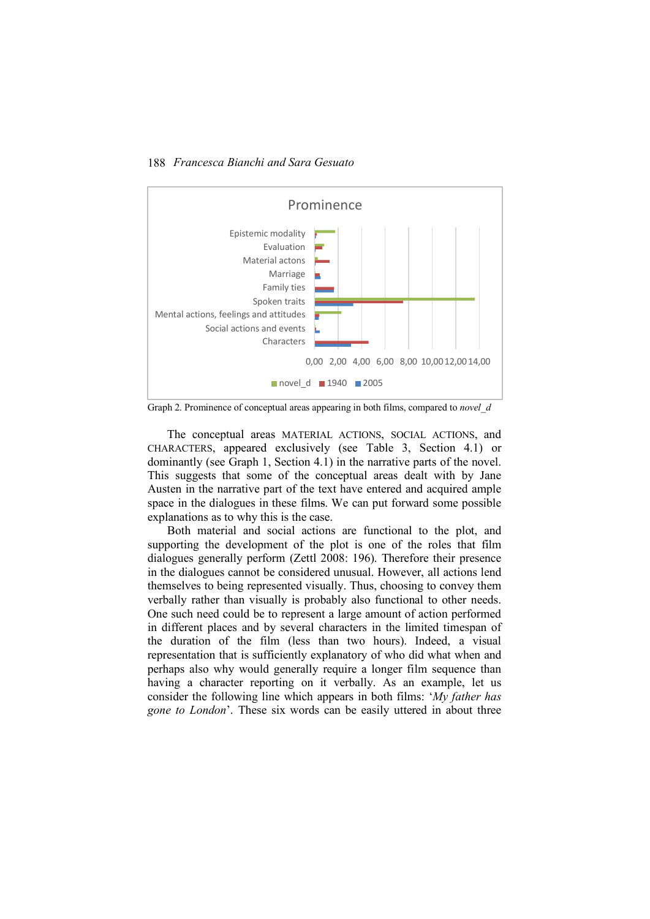Graph 2. Prominence of conceptual areas appearing in both films, compared to *novel_d*

The conceptual areas MATERIAL ACTIONS, SOCIAL ACTIONS, and CHARACTERS, appeared exclusively (see Table 3, Section 4.1) or dominantly (see Graph 1, Section 4.1) in the narrative parts of the novel. This suggests that some of the conceptual areas dealt with by Jane Austen in the narrative part of the text have entered and acquired ample space in the dialogues in these films. We can put forward some possible explanations as to why this is the case.

Both material and social actions are functional to the plot, and supporting the development of the plot is one of the roles that film dialogues generally perform (Zettl 2008: 196). Therefore their presence in the dialogues cannot be considered unusual. However, all actions lend themselves to being represented visually. Thus, choosing to convey them verbally rather than visually is probably also functional to other needs. One such need could be to represent a large amount of action performed in different places and by several characters in the limited timespan of the duration of the film (less than two hours). Indeed, a visual representation that is sufficiently explanatory of who did what when and perhaps also why would generally require a longer film sequence than having a character reporting on it verbally. As an example, let us consider the following line which appears in both films: '*My father has gone to London*'. These six words can be easily uttered in about three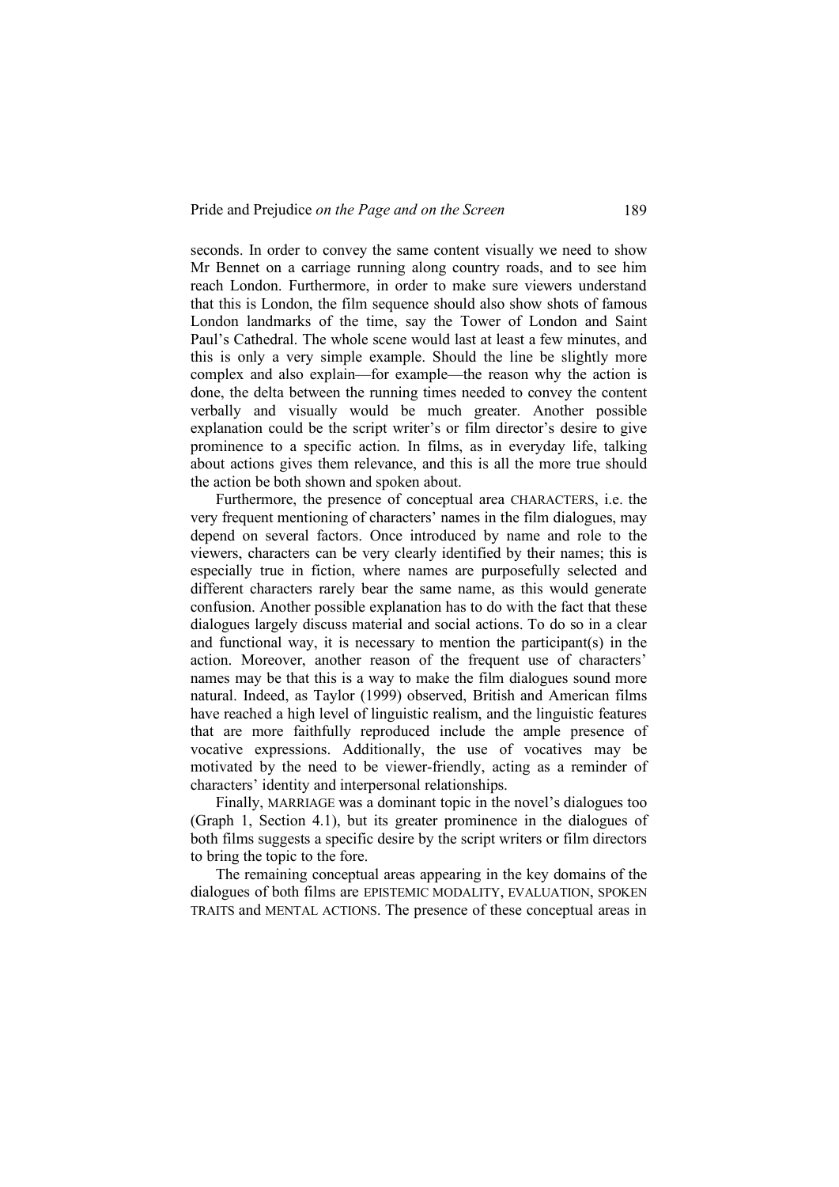seconds. In order to convey the same content visually we need to show Mr Bennet on a carriage running along country roads, and to see him reach London. Furthermore, in order to make sure viewers understand that this is London, the film sequence should also show shots of famous London landmarks of the time, say the Tower of London and Saint Paul's Cathedral. The whole scene would last at least a few minutes, and this is only a very simple example. Should the line be slightly more complex and also explain—for example—the reason why the action is done, the delta between the running times needed to convey the content verbally and visually would be much greater. Another possible explanation could be the script writer's or film director's desire to give prominence to a specific action. In films, as in everyday life, talking about actions gives them relevance, and this is all the more true should the action be both shown and spoken about.

Furthermore, the presence of conceptual area CHARACTERS, i.e. the very frequent mentioning of characters' names in the film dialogues, may depend on several factors. Once introduced by name and role to the viewers, characters can be very clearly identified by their names; this is especially true in fiction, where names are purposefully selected and different characters rarely bear the same name, as this would generate confusion. Another possible explanation has to do with the fact that these dialogues largely discuss material and social actions. To do so in a clear and functional way, it is necessary to mention the participant(s) in the action. Moreover, another reason of the frequent use of characters' names may be that this is a way to make the film dialogues sound more natural. Indeed, as Taylor (1999) observed, British and American films have reached a high level of linguistic realism, and the linguistic features that are more faithfully reproduced include the ample presence of vocative expressions. Additionally, the use of vocatives may be motivated by the need to be viewer-friendly, acting as a reminder of characters' identity and interpersonal relationships.

Finally, MARRIAGE was a dominant topic in the novel's dialogues too (Graph 1, Section 4.1), but its greater prominence in the dialogues of both films suggests a specific desire by the script writers or film directors to bring the topic to the fore.

The remaining conceptual areas appearing in the key domains of the dialogues of both films are EPISTEMIC MODALITY, EVALUATION, SPOKEN TRAITS and MENTAL ACTIONS. The presence of these conceptual areas in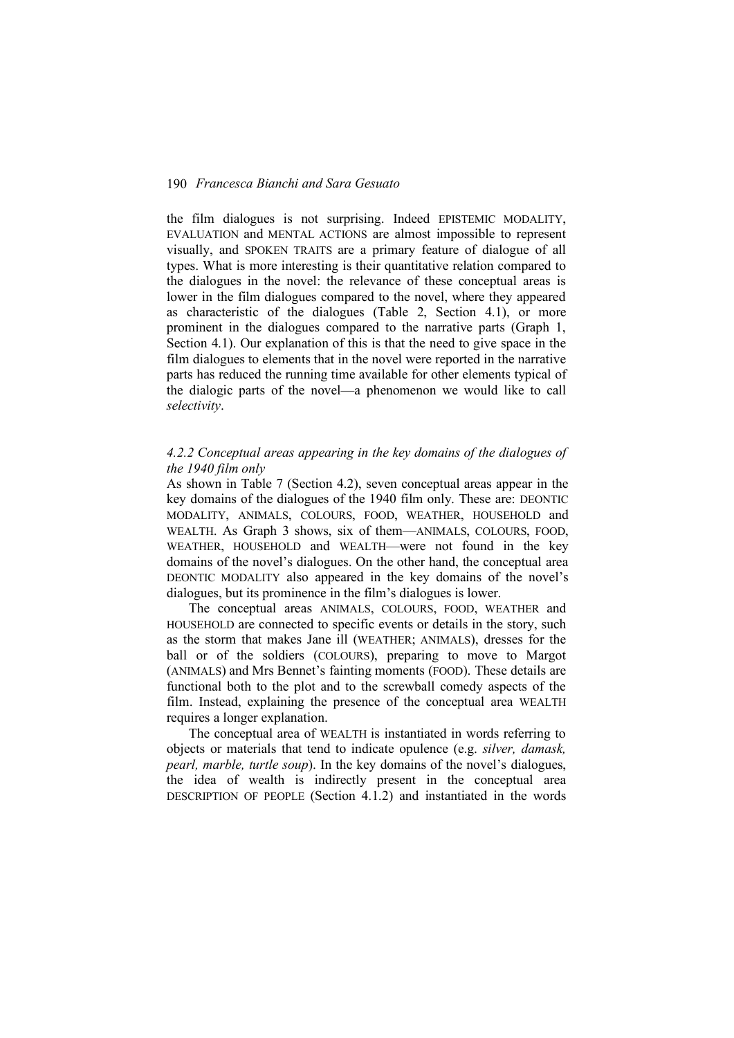the film dialogues is not surprising. Indeed EPISTEMIC MODALITY, EVALUATION and MENTAL ACTIONS are almost impossible to represent visually, and SPOKEN TRAITS are a primary feature of dialogue of all types. What is more interesting is their quantitative relation compared to the dialogues in the novel: the relevance of these conceptual areas is lower in the film dialogues compared to the novel, where they appeared as characteristic of the dialogues (Table 2, Section 4.1), or more prominent in the dialogues compared to the narrative parts (Graph 1, Section 4.1). Our explanation of this is that the need to give space in the film dialogues to elements that in the novel were reported in the narrative parts has reduced the running time available for other elements typical of the dialogic parts of the novel—a phenomenon we would like to call *selectivity*.

### *4.2.2 Conceptual areas appearing in the key domains of the dialogues of the 1940 film only*

As shown in Table 7 (Section 4.2), seven conceptual areas appear in the key domains of the dialogues of the 1940 film only. These are: DEONTIC MODALITY, ANIMALS, COLOURS, FOOD, WEATHER, HOUSEHOLD and WEALTH. As Graph 3 shows, six of them—ANIMALS, COLOURS, FOOD, WEATHER, HOUSEHOLD and WEALTH—were not found in the key domains of the novel's dialogues. On the other hand, the conceptual area DEONTIC MODALITY also appeared in the key domains of the novel's dialogues, but its prominence in the film's dialogues is lower.

The conceptual areas ANIMALS, COLOURS, FOOD, WEATHER and HOUSEHOLD are connected to specific events or details in the story, such as the storm that makes Jane ill (WEATHER; ANIMALS), dresses for the ball or of the soldiers (COLOURS), preparing to move to Margot (ANIMALS) and Mrs Bennet's fainting moments (FOOD). These details are functional both to the plot and to the screwball comedy aspects of the film. Instead, explaining the presence of the conceptual area WEALTH requires a longer explanation.

The conceptual area of WEALTH is instantiated in words referring to objects or materials that tend to indicate opulence (e.g. *silver, damask, pearl, marble, turtle soup*). In the key domains of the novel's dialogues, the idea of wealth is indirectly present in the conceptual area DESCRIPTION OF PEOPLE (Section 4.1.2) and instantiated in the words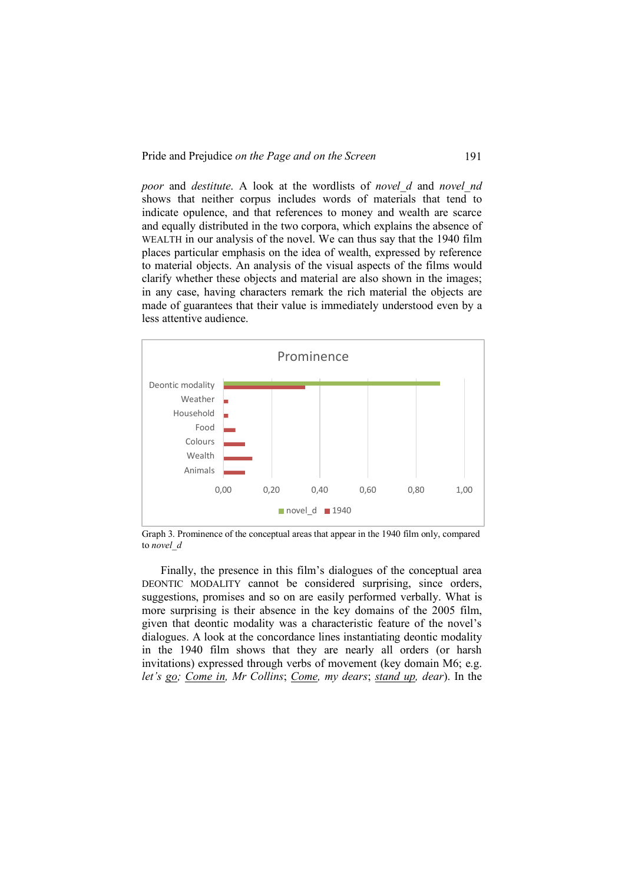*poor* and *destitute*. A look at the wordlists of *novel_d* and *novel_nd* shows that neither corpus includes words of materials that tend to indicate opulence, and that references to money and wealth are scarce and equally distributed in the two corpora, which explains the absence of WEALTH in our analysis of the novel. We can thus say that the 1940 film places particular emphasis on the idea of wealth, expressed by reference to material objects. An analysis of the visual aspects of the films would clarify whether these objects and material are also shown in the images; in any case, having characters remark the rich material the objects are made of guarantees that their value is immediately understood even by a less attentive audience.

Graph 3. Prominence of the conceptual areas that appear in the 1940 film only, compared to *novel_d*

Finally, the presence in this film's dialogues of the conceptual area DEONTIC MODALITY cannot be considered surprising, since orders, suggestions, promises and so on are easily performed verbally. What is more surprising is their absence in the key domains of the 2005 film, given that deontic modality was a characteristic feature of the novel's dialogues. A look at the concordance lines instantiating deontic modality in the 1940 film shows that they are nearly all orders (or harsh invitations) expressed through verbs of movement (key domain M6; e.g. *let's go; Come in, Mr Collins*; *Come, my dears*; *stand up, dear*). In the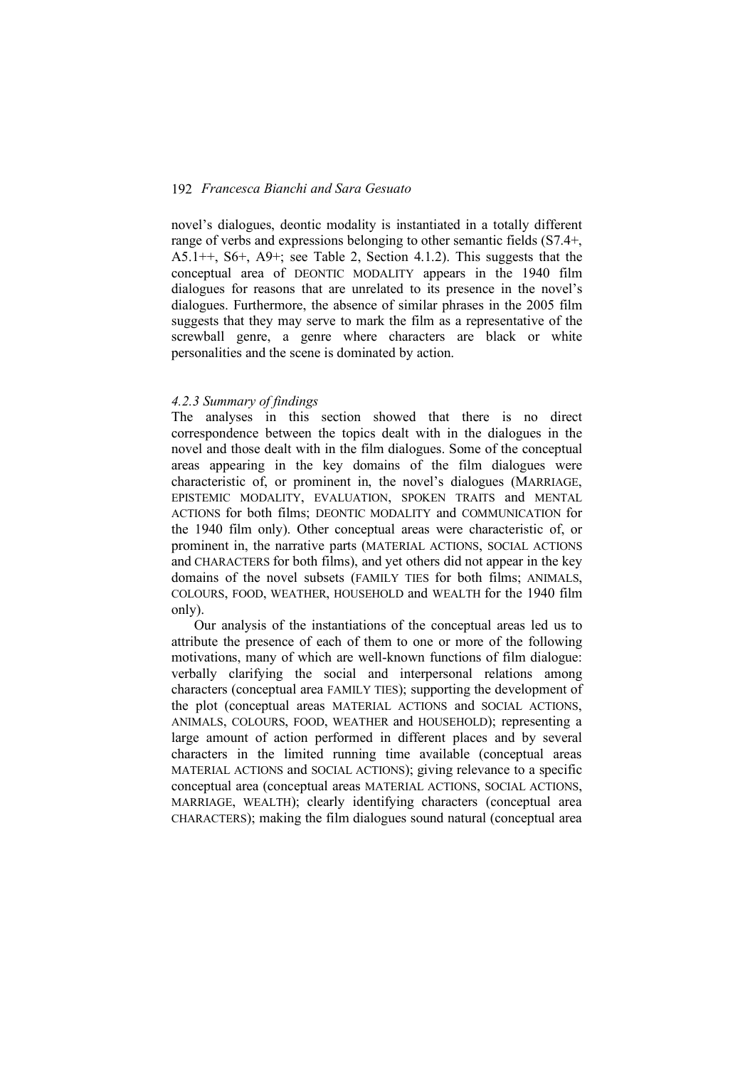novel's dialogues, deontic modality is instantiated in a totally different range of verbs and expressions belonging to other semantic fields (S7.4+, A5.1++, S6+, A9+; see Table 2, Section 4.1.2). This suggests that the conceptual area of DEONTIC MODALITY appears in the 1940 film dialogues for reasons that are unrelated to its presence in the novel's dialogues. Furthermore, the absence of similar phrases in the 2005 film suggests that they may serve to mark the film as a representative of the screwball genre, a genre where characters are black or white personalities and the scene is dominated by action.

#### *4.2.3 Summary of findings*

The analyses in this section showed that there is no direct correspondence between the topics dealt with in the dialogues in the novel and those dealt with in the film dialogues. Some of the conceptual areas appearing in the key domains of the film dialogues were characteristic of, or prominent in, the novel's dialogues (MARRIAGE, EPISTEMIC MODALITY, EVALUATION, SPOKEN TRAITS and MENTAL ACTIONS for both films; DEONTIC MODALITY and COMMUNICATION for the 1940 film only). Other conceptual areas were characteristic of, or prominent in, the narrative parts (MATERIAL ACTIONS, SOCIAL ACTIONS and CHARACTERS for both films), and yet others did not appear in the key domains of the novel subsets (FAMILY TIES for both films; ANIMALS, COLOURS, FOOD, WEATHER, HOUSEHOLD and WEALTH for the 1940 film only).

Our analysis of the instantiations of the conceptual areas led us to attribute the presence of each of them to one or more of the following motivations, many of which are well-known functions of film dialogue: verbally clarifying the social and interpersonal relations among characters (conceptual area FAMILY TIES); supporting the development of the plot (conceptual areas MATERIAL ACTIONS and SOCIAL ACTIONS, ANIMALS, COLOURS, FOOD, WEATHER and HOUSEHOLD); representing a large amount of action performed in different places and by several characters in the limited running time available (conceptual areas MATERIAL ACTIONS and SOCIAL ACTIONS); giving relevance to a specific conceptual area (conceptual areas MATERIAL ACTIONS, SOCIAL ACTIONS, MARRIAGE, WEALTH); clearly identifying characters (conceptual area CHARACTERS); making the film dialogues sound natural (conceptual area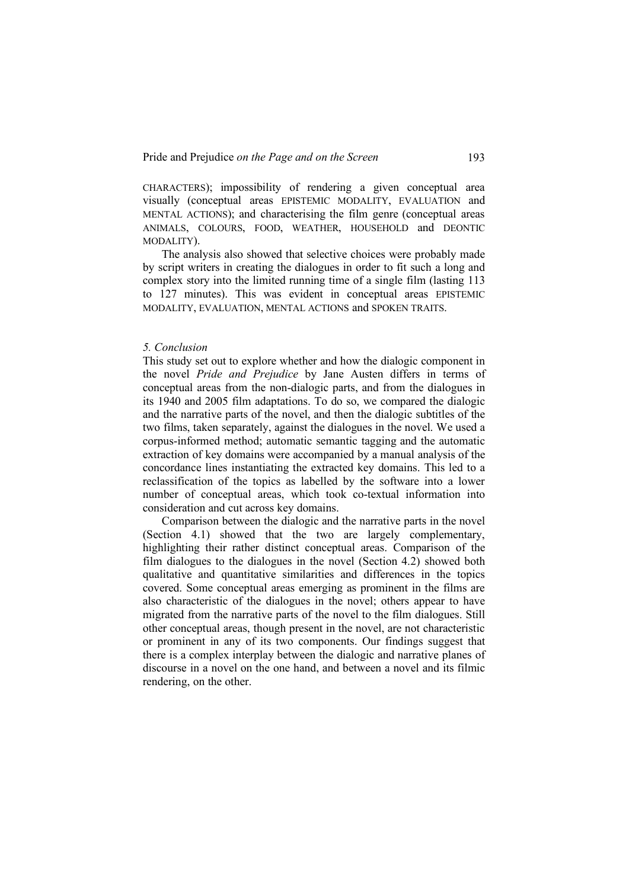CHARACTERS); impossibility of rendering a given conceptual area visually (conceptual areas EPISTEMIC MODALITY, EVALUATION and MENTAL ACTIONS); and characterising the film genre (conceptual areas ANIMALS, COLOURS, FOOD, WEATHER, HOUSEHOLD and DEONTIC MODALITY).

The analysis also showed that selective choices were probably made by script writers in creating the dialogues in order to fit such a long and complex story into the limited running time of a single film (lasting 113 to 127 minutes). This was evident in conceptual areas EPISTEMIC MODALITY, EVALUATION, MENTAL ACTIONS and SPOKEN TRAITS.

## *5. Conclusion*

This study set out to explore whether and how the dialogic component in the novel *Pride and Prejudice* by Jane Austen differs in terms of conceptual areas from the non-dialogic parts, and from the dialogues in its 1940 and 2005 film adaptations. To do so, we compared the dialogic and the narrative parts of the novel, and then the dialogic subtitles of the two films, taken separately, against the dialogues in the novel. We used a corpus-informed method; automatic semantic tagging and the automatic extraction of key domains were accompanied by a manual analysis of the concordance lines instantiating the extracted key domains. This led to a reclassification of the topics as labelled by the software into a lower number of conceptual areas, which took co-textual information into consideration and cut across key domains.

Comparison between the dialogic and the narrative parts in the novel (Section 4.1) showed that the two are largely complementary, highlighting their rather distinct conceptual areas. Comparison of the film dialogues to the dialogues in the novel (Section 4.2) showed both qualitative and quantitative similarities and differences in the topics covered. Some conceptual areas emerging as prominent in the films are also characteristic of the dialogues in the novel; others appear to have migrated from the narrative parts of the novel to the film dialogues. Still other conceptual areas, though present in the novel, are not characteristic or prominent in any of its two components. Our findings suggest that there is a complex interplay between the dialogic and narrative planes of discourse in a novel on the one hand, and between a novel and its filmic rendering, on the other.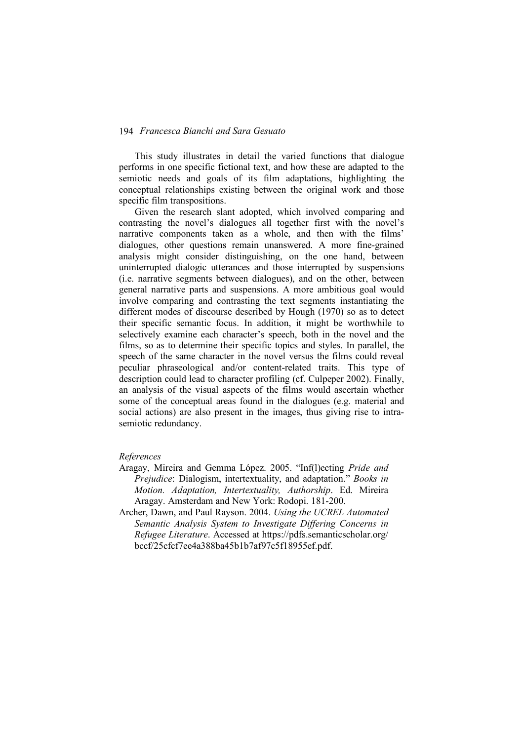This study illustrates in detail the varied functions that dialogue performs in one specific fictional text, and how these are adapted to the semiotic needs and goals of its film adaptations, highlighting the conceptual relationships existing between the original work and those specific film transpositions.

Given the research slant adopted, which involved comparing and contrasting the novel's dialogues all together first with the novel's narrative components taken as a whole, and then with the films' dialogues, other questions remain unanswered. A more fine-grained analysis might consider distinguishing, on the one hand, between uninterrupted dialogic utterances and those interrupted by suspensions (i.e. narrative segments between dialogues), and on the other, between general narrative parts and suspensions. A more ambitious goal would involve comparing and contrasting the text segments instantiating the different modes of discourse described by Hough (1970) so as to detect their specific semantic focus. In addition, it might be worthwhile to selectively examine each character's speech, both in the novel and the films, so as to determine their specific topics and styles. In parallel, the speech of the same character in the novel versus the films could reveal peculiar phraseological and/or content-related traits. This type of description could lead to character profiling (cf. Culpeper 2002). Finally, an analysis of the visual aspects of the films would ascertain whether some of the conceptual areas found in the dialogues (e.g. material and social actions) are also present in the images, thus giving rise to intra-semiotic redundancy.

*References*

Aragay, Mireira and Gemma López. 2005. "Inf(l)ecting *Pride and Prejudice*: Dialogism, intertextuality, and adaptation." *Books in Motion. Adaptation, Intertextuality, Authorship*. Ed. Mireira Aragay. Amsterdam and New York: Rodopi. 181-200.

Archer, Dawn, and Paul Rayson. 2004. *Using the UCREL Automated Semantic Analysis System to Investigate Differing Concerns in Refugee Literature*. Accessed at https://pdfs.semanticscholar.org/bccf/25cfcf7ee4a388ba45b1b7af97c5f18955ef.pdf.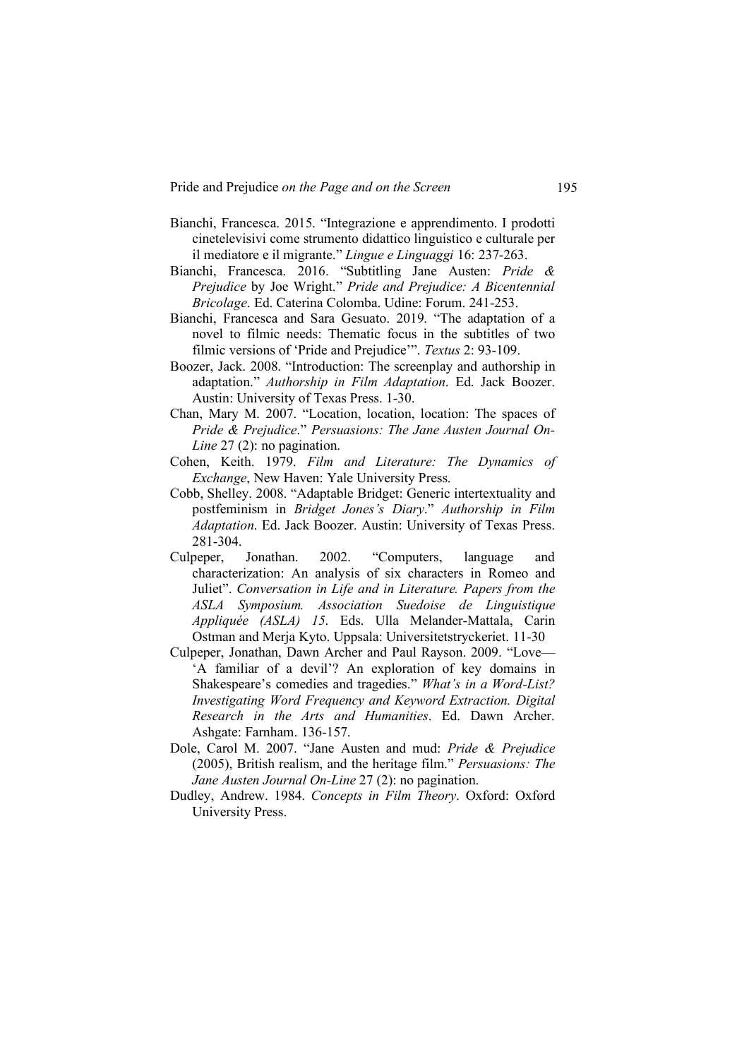Bianchi, Francesca. 2015. "Integrazione e apprendimento. I prodotti cinetelevisivi come strumento didattico linguistico e culturale per il mediatore e il migrante." *Lingue e Linguaggi* 16: 237-263.

Bianchi, Francesca. 2016. "Subtitling Jane Austen: *Pride & Prejudice* by Joe Wright." *Pride and Prejudice: A Bicentennial Bricolage*. Ed. Caterina Colomba. Udine: Forum. 241-253.

Bianchi, Francesca and Sara Gesuato. 2019. "The adaptation of a novel to filmic needs: Thematic focus in the subtitles of two filmic versions of 'Pride and Prejudice'". *Textus* 2: 93-109.

Boozer, Jack. 2008. "Introduction: The screenplay and authorship in adaptation." *Authorship in Film Adaptation*. Ed. Jack Boozer. Austin: University of Texas Press. 1-30.

Chan, Mary M. 2007. "Location, location, location: The spaces of *Pride & Prejudice*." *Persuasions: The Jane Austen Journal On-Line* 27 (2): no pagination.

Cohen, Keith. 1979. *Film and Literature: The Dynamics of Exchange*, New Haven: Yale University Press.

Cobb, Shelley. 2008. "Adaptable Bridget: Generic intertextuality and postfeminism in *Bridget Jones's Diary*." *Authorship in Film Adaptation*. Ed. Jack Boozer. Austin: University of Texas Press. 281-304.

Culpeper, Jonathan. 2002. "Computers, language and characterization: An analysis of six characters in Romeo and Juliet". *Conversation in Life and in Literature. Papers from the ASLA Symposium. Association Suedoise de Linguistique Appliquée (ASLA) 15*. Eds. Ulla Melander-Mattala, Carin Ostman and Merja Kyto. Uppsala: Universitetstryckeriet. 11-30

Culpeper, Jonathan, Dawn Archer and Paul Rayson. 2009. "Love—'A familiar of a devil'? An exploration of key domains in Shakespeare's comedies and tragedies." *What's in a Word-List? Investigating Word Frequency and Keyword Extraction. Digital Research in the Arts and Humanities*. Ed. Dawn Archer. Ashgate: Farnham. 136-157.

Dole, Carol M. 2007. "Jane Austen and mud: *Pride & Prejudice* (2005), British realism, and the heritage film." *Persuasions: The Jane Austen Journal On-Line* 27 (2): no pagination.

Dudley, Andrew. 1984. *Concepts in Film Theory*. Oxford: Oxford University Press.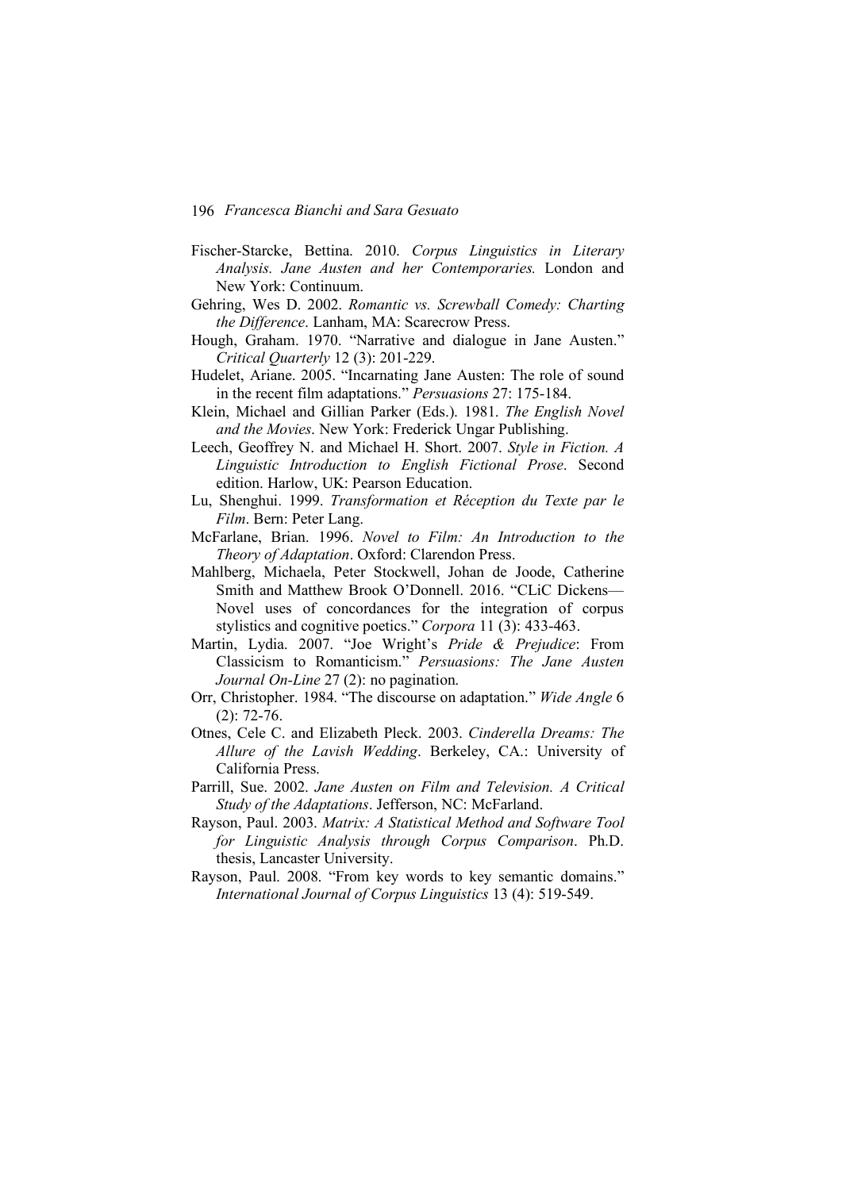Fischer-Starcke, Bettina. 2010. *Corpus Linguistics in Literary Analysis. Jane Austen and her Contemporaries.* London and New York: Continuum.

Gehring, Wes D. 2002. *Romantic vs. Screwball Comedy: Charting the Difference*. Lanham, MA: Scarecrow Press.

Hough, Graham. 1970. "Narrative and dialogue in Jane Austen." *Critical Quarterly* 12 (3): 201-229.

Hudelet, Ariane. 2005. "Incarnating Jane Austen: The role of sound in the recent film adaptations." *Persuasions* 27: 175-184.

Klein, Michael and Gillian Parker (Eds.). 1981. *The English Novel and the Movies*. New York: Frederick Ungar Publishing.

Leech, Geoffrey N. and Michael H. Short. 2007. *Style in Fiction. A Linguistic Introduction to English Fictional Prose*. Second edition. Harlow, UK: Pearson Education.

Lu, Shenghui. 1999. *Transformation et Réception du Texte par le Film*. Bern: Peter Lang.

McFarlane, Brian. 1996. *Novel to Film: An Introduction to the Theory of Adaptation*. Oxford: Clarendon Press.

Mahlberg, Michaela, Peter Stockwell, Johan de Joode, Catherine Smith and Matthew Brook O'Donnell. 2016. "CLiC Dickens—Novel uses of concordances for the integration of corpus stylistics and cognitive poetics." *Corpora* 11 (3): 433-463.

Martin, Lydia. 2007. "Joe Wright's *Pride & Prejudice*: From Classicism to Romanticism." *Persuasions: The Jane Austen Journal On-Line* 27 (2): no pagination.

Orr, Christopher. 1984. "The discourse on adaptation." *Wide Angle* 6 (2): 72-76.

Otnes, Cele C. and Elizabeth Pleck. 2003. *Cinderella Dreams: The Allure of the Lavish Wedding*. Berkeley, CA.: University of California Press.

Parrill, Sue. 2002. *Jane Austen on Film and Television. A Critical Study of the Adaptations*. Jefferson, NC: McFarland.

Rayson, Paul. 2003. *Matrix: A Statistical Method and Software Tool for Linguistic Analysis through Corpus Comparison*. Ph.D. thesis, Lancaster University.

Rayson, Paul. 2008. "From key words to key semantic domains." *International Journal of Corpus Linguistics* 13 (4): 519-549.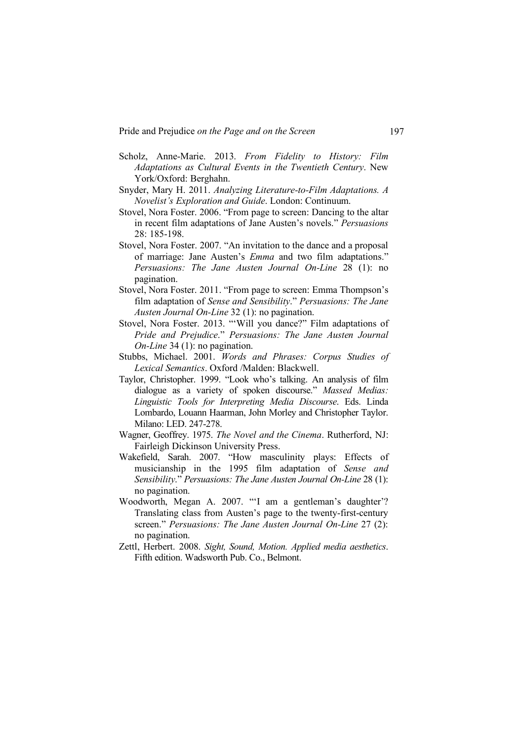Scholz, Anne-Marie. 2013. *From Fidelity to History: Film Adaptations as Cultural Events in the Twentieth Century*. New York/Oxford: Berghahn.

Snyder, Mary H. 2011. *Analyzing Literature-to-Film Adaptations. A Novelist's Exploration and Guide*. London: Continuum.

Stovel, Nora Foster. 2006. "From page to screen: Dancing to the altar in recent film adaptations of Jane Austen's novels." *Persuasions* 28: 185-198.

Stovel, Nora Foster. 2007. "An invitation to the dance and a proposal of marriage: Jane Austen's *Emma* and two film adaptations." *Persuasions: The Jane Austen Journal On-Line* 28 (1): no pagination.

Stovel, Nora Foster. 2011. "From page to screen: Emma Thompson's film adaptation of *Sense and Sensibility*." *Persuasions: The Jane Austen Journal On-Line* 32 (1): no pagination.

Stovel, Nora Foster. 2013. "'Will you dance?" Film adaptations of *Pride and Prejudice*." *Persuasions: The Jane Austen Journal On-Line* 34 (1): no pagination.

Stubbs, Michael. 2001. *Words and Phrases: Corpus Studies of Lexical Semantics*. Oxford /Malden: Blackwell.

Taylor, Christopher. 1999. "Look who's talking. An analysis of film dialogue as a variety of spoken discourse." *Massed Medias: Linguistic Tools for Interpreting Media Discourse*. Eds. Linda Lombardo, Louann Haarman, John Morley and Christopher Taylor. Milano: LED. 247-278.

Wagner, Geoffrey. 1975. *The Novel and the Cinema*. Rutherford, NJ: Fairleigh Dickinson University Press.

Wakefield, Sarah. 2007. "How masculinity plays: Effects of musicianship in the 1995 film adaptation of *Sense and Sensibility*." *Persuasions: The Jane Austen Journal On-Line* 28 (1): no pagination.

Woodworth, Megan A. 2007. "'I am a gentleman's daughter'? Translating class from Austen's page to the twenty-first-century screen." *Persuasions: The Jane Austen Journal On-Line* 27 (2): no pagination.

Zettl, Herbert. 2008. *Sight, Sound, Motion. Applied media aesthetics*. Fifth edition. Wadsworth Pub. Co., Belmont.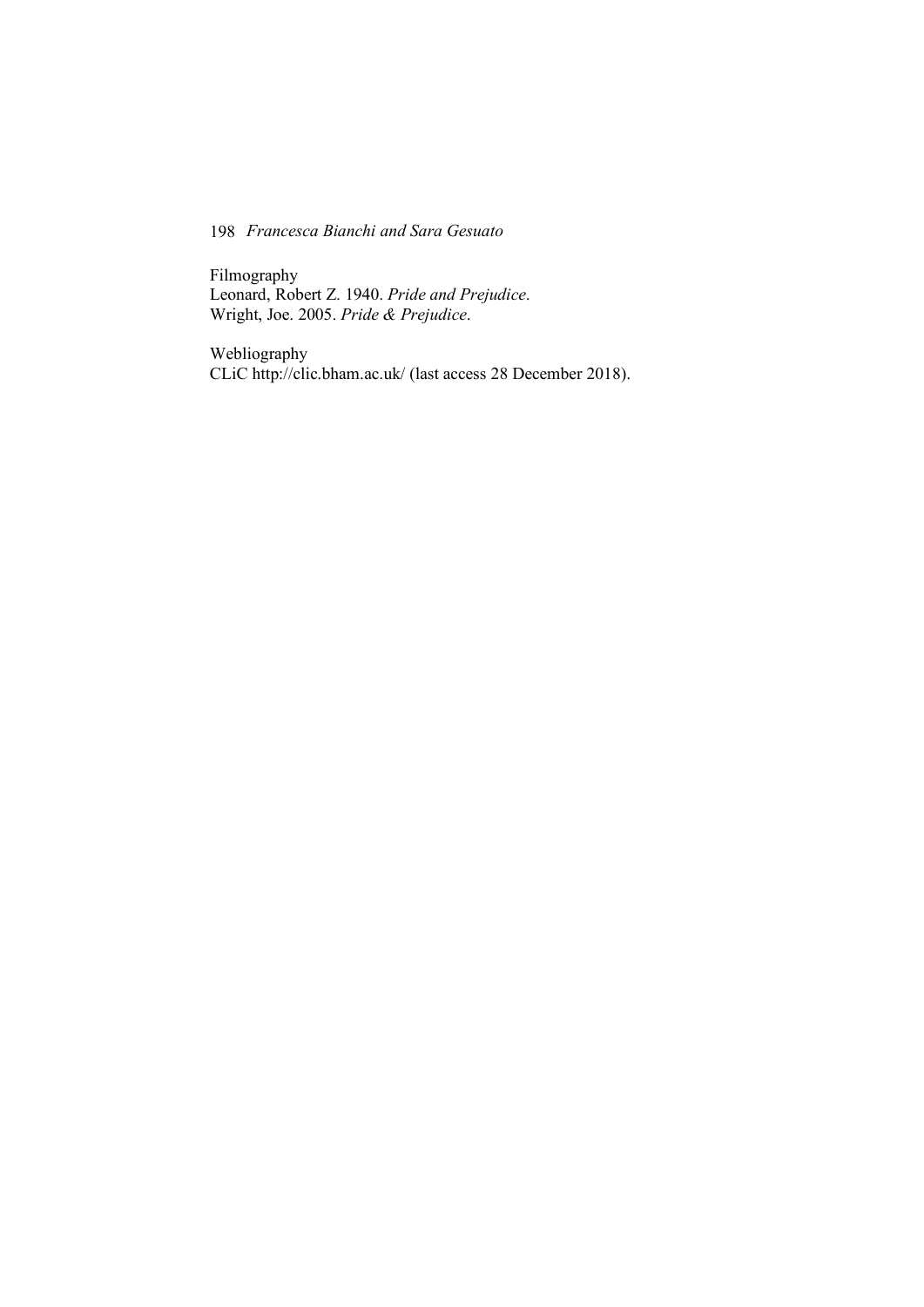Filmography

Leonard, Robert Z. 1940. *Pride and Prejudice*.
Wright, Joe. 2005. *Pride & Prejudice*.

Webliography

CLiC http://clic.bham.ac.uk/ (last access 28 December 2018).